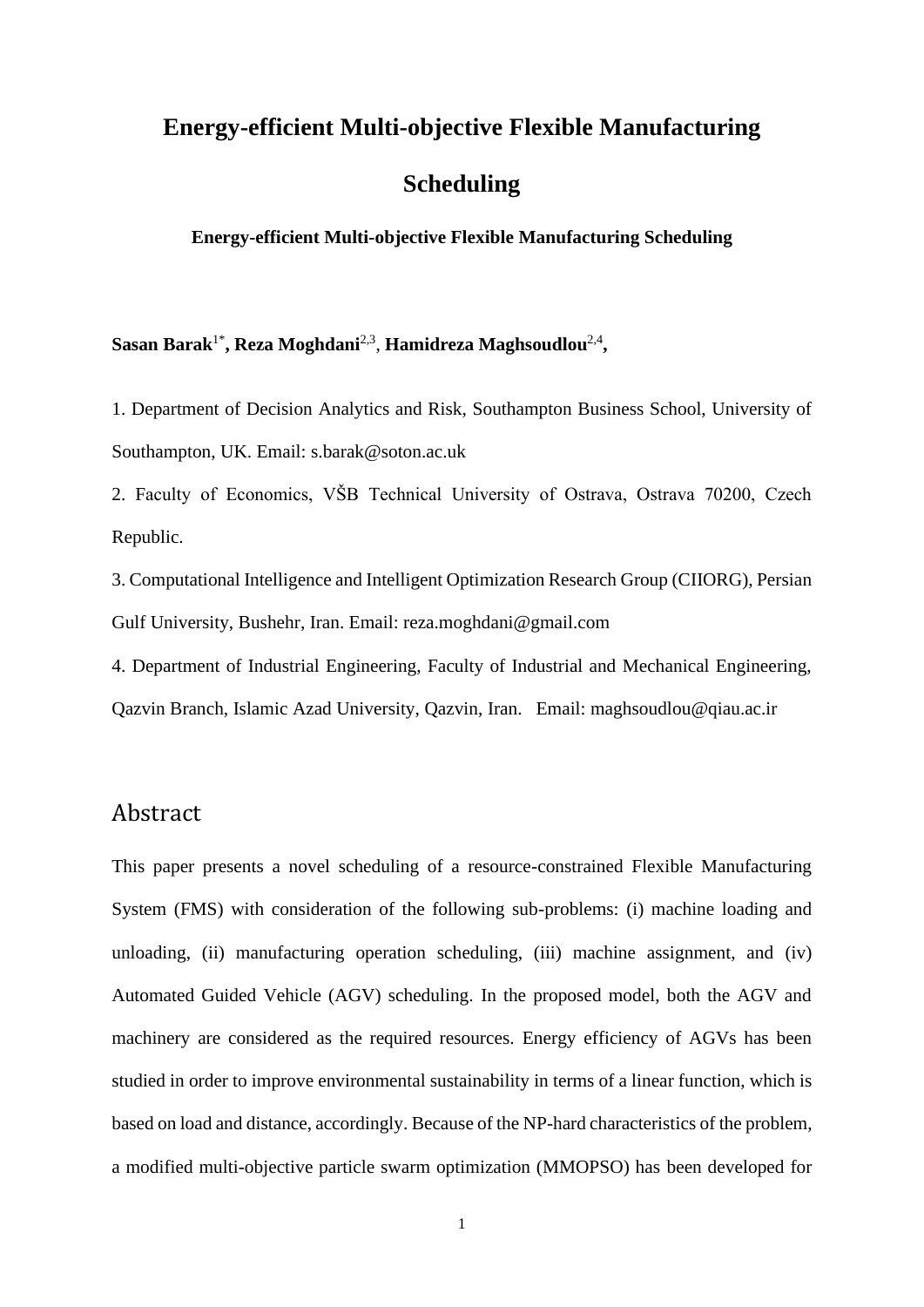# Energy-efficient Multi-objective Flexible Manufacturing Scheduling

**Energy-efficient Multi-objective Flexible Manufacturing Scheduling**

**Sasan Barak**[1*]**, Reza Moghdani**[2,3], **Hamidreza Maghsoudlou**[2,4]**,**

1. Department of Decision Analytics and Risk, Southampton Business School, University of Southampton, UK. Email: s.barak@soton.ac.uk

2. Faculty of Economics, VŠB Technical University of Ostrava, Ostrava 70200, Czech Republic.

3. Computational Intelligence and Intelligent Optimization Research Group (CIIORG), Persian Gulf University, Bushehr, Iran. Email: reza.moghdani@gmail.com

4. Department of Industrial Engineering, Faculty of Industrial and Mechanical Engineering, Qazvin Branch, Islamic Azad University, Qazvin, Iran. Email: maghsoudlou@qiau.ac.ir

## Abstract

This paper presents a novel scheduling of a resource-constrained Flexible Manufacturing System (FMS) with consideration of the following sub-problems: (i) machine loading and unloading, (ii) manufacturing operation scheduling, (iii) machine assignment, and (iv) Automated Guided Vehicle (AGV) scheduling. In the proposed model, both the AGV and machinery are considered as the required resources. Energy efficiency of AGVs has been studied in order to improve environmental sustainability in terms of a linear function, which is based on load and distance, accordingly. Because of the NP-hard characteristics of the problem, a modified multi-objective particle swarm optimization (MMOPSO) has been developed for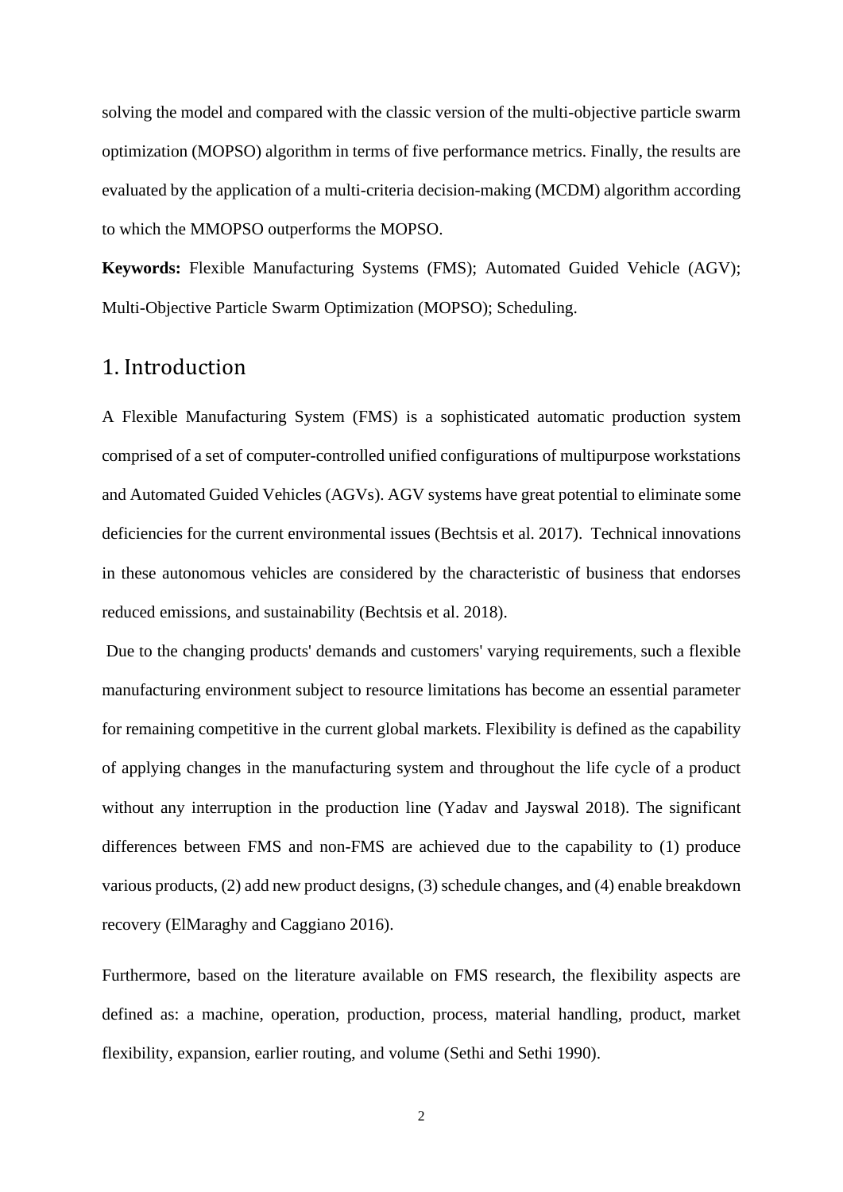solving the model and compared with the classic version of the multi-objective particle swarm optimization (MOPSO) algorithm in terms of five performance metrics. Finally, the results are evaluated by the application of a multi-criteria decision-making (MCDM) algorithm according to which the MMOPSO outperforms the MOPSO.

**Keywords:** Flexible Manufacturing Systems (FMS); Automated Guided Vehicle (AGV); Multi-Objective Particle Swarm Optimization (MOPSO); Scheduling.

## 1. Introduction

A Flexible Manufacturing System (FMS) is a sophisticated automatic production system comprised of a set of computer-controlled unified configurations of multipurpose workstations and Automated Guided Vehicles (AGVs). AGV systems have great potential to eliminate some deficiencies for the current environmental issues (Bechtsis et al. 2017). Technical innovations in these autonomous vehicles are considered by the characteristic of business that endorses reduced emissions, and sustainability (Bechtsis et al. 2018).

Due to the changing products' demands and customers' varying requirements, such a flexible manufacturing environment subject to resource limitations has become an essential parameter for remaining competitive in the current global markets. Flexibility is defined as the capability of applying changes in the manufacturing system and throughout the life cycle of a product without any interruption in the production line (Yadav and Jayswal 2018). The significant differences between FMS and non-FMS are achieved due to the capability to (1) produce various products, (2) add new product designs, (3) schedule changes, and (4) enable breakdown recovery (ElMaraghy and Caggiano 2016).

Furthermore, based on the literature available on FMS research, the flexibility aspects are defined as: a machine, operation, production, process, material handling, product, market flexibility, expansion, earlier routing, and volume (Sethi and Sethi 1990).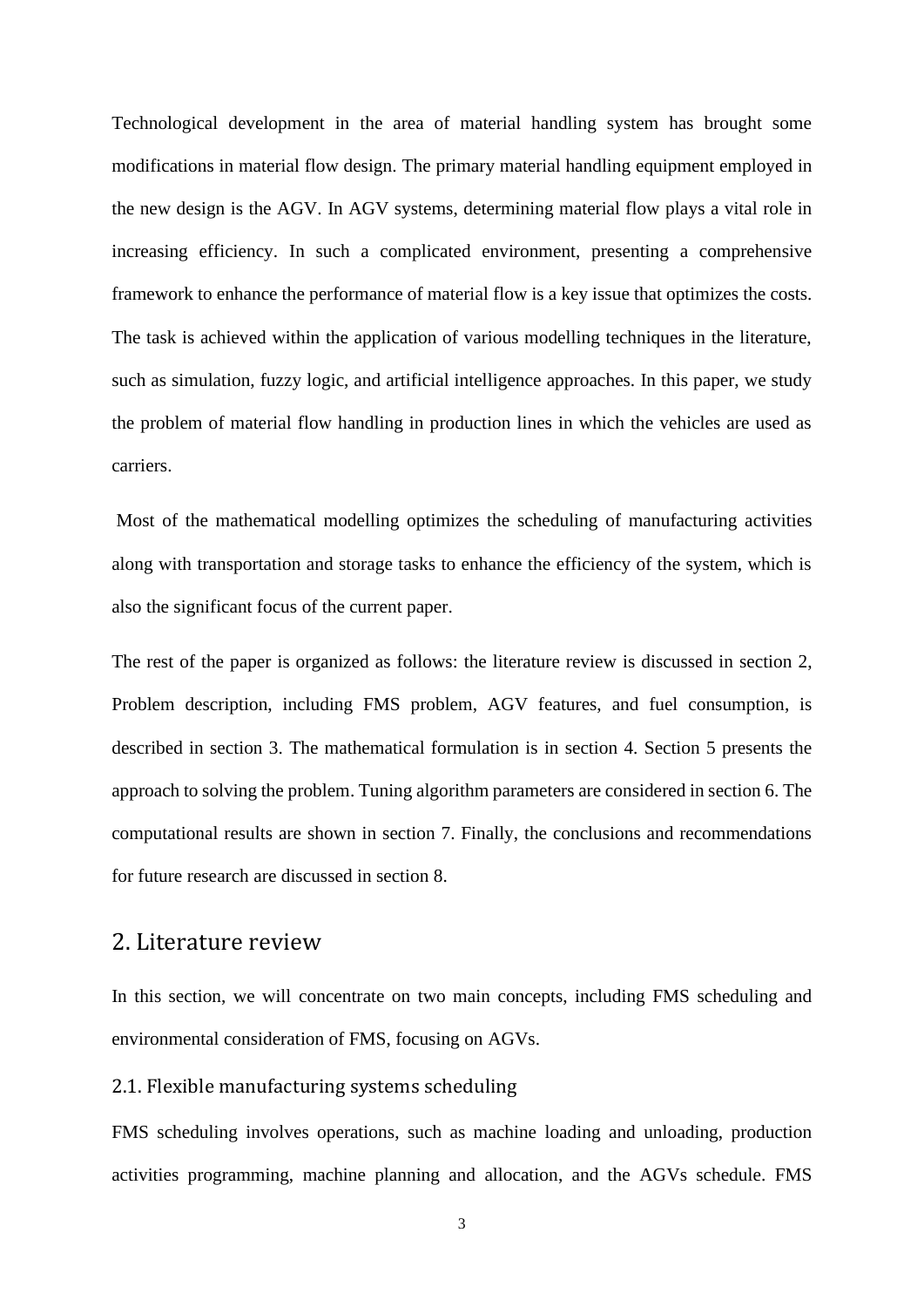Technological development in the area of material handling system has brought some modifications in material flow design. The primary material handling equipment employed in the new design is the AGV. In AGV systems, determining material flow plays a vital role in increasing efficiency. In such a complicated environment, presenting a comprehensive framework to enhance the performance of material flow is a key issue that optimizes the costs. The task is achieved within the application of various modelling techniques in the literature, such as simulation, fuzzy logic, and artificial intelligence approaches. In this paper, we study the problem of material flow handling in production lines in which the vehicles are used as carriers.

Most of the mathematical modelling optimizes the scheduling of manufacturing activities along with transportation and storage tasks to enhance the efficiency of the system, which is also the significant focus of the current paper.

The rest of the paper is organized as follows: the literature review is discussed in section 2, Problem description, including FMS problem, AGV features, and fuel consumption, is described in section 3. The mathematical formulation is in section 4. Section 5 presents the approach to solving the problem. Tuning algorithm parameters are considered in section 6. The computational results are shown in section 7. Finally, the conclusions and recommendations for future research are discussed in section 8.

## 2. Literature review

In this section, we will concentrate on two main concepts, including FMS scheduling and environmental consideration of FMS, focusing on AGVs.

### 2.1. Flexible manufacturing systems scheduling

FMS scheduling involves operations, such as machine loading and unloading, production activities programming, machine planning and allocation, and the AGVs schedule. FMS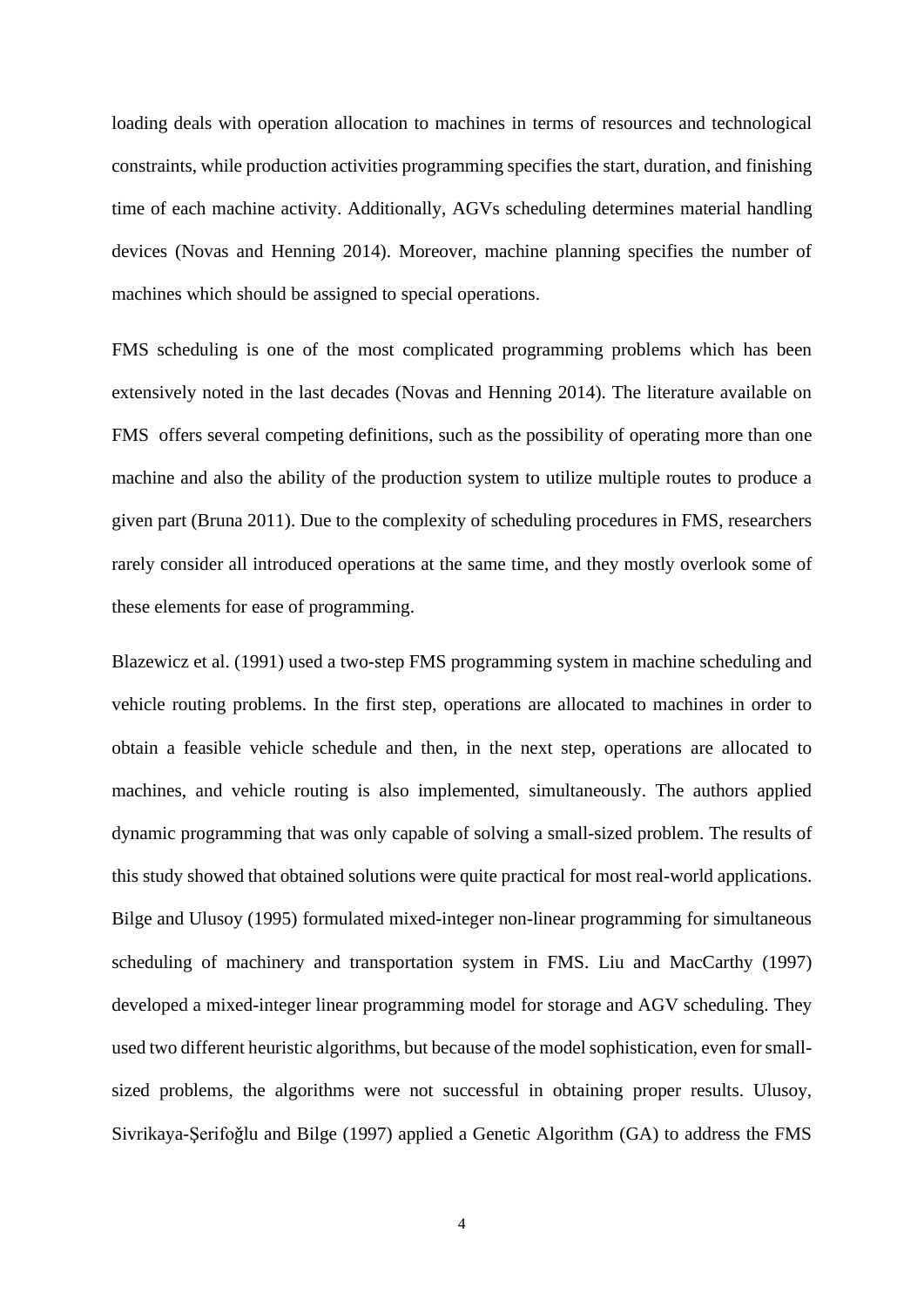loading deals with operation allocation to machines in terms of resources and technological constraints, while production activities programming specifies the start, duration, and finishing time of each machine activity. Additionally, AGVs scheduling determines material handling devices (Novas and Henning 2014). Moreover, machine planning specifies the number of machines which should be assigned to special operations.

FMS scheduling is one of the most complicated programming problems which has been extensively noted in the last decades (Novas and Henning 2014). The literature available on FMS offers several competing definitions, such as the possibility of operating more than one machine and also the ability of the production system to utilize multiple routes to produce a given part (Bruna 2011). Due to the complexity of scheduling procedures in FMS, researchers rarely consider all introduced operations at the same time, and they mostly overlook some of these elements for ease of programming.

Blazewicz et al. (1991) used a two-step FMS programming system in machine scheduling and vehicle routing problems. In the first step, operations are allocated to machines in order to obtain a feasible vehicle schedule and then, in the next step, operations are allocated to machines, and vehicle routing is also implemented, simultaneously. The authors applied dynamic programming that was only capable of solving a small-sized problem. The results of this study showed that obtained solutions were quite practical for most real-world applications. Bilge and Ulusoy (1995) formulated mixed-integer non-linear programming for simultaneous scheduling of machinery and transportation system in FMS. Liu and MacCarthy (1997) developed a mixed-integer linear programming model for storage and AGV scheduling. They used two different heuristic algorithms, but because of the model sophistication, even for small-sized problems, the algorithms were not successful in obtaining proper results. Ulusoy, Sivrikaya-Şerifoğlu and Bilge (1997) applied a Genetic Algorithm (GA) to address the FMS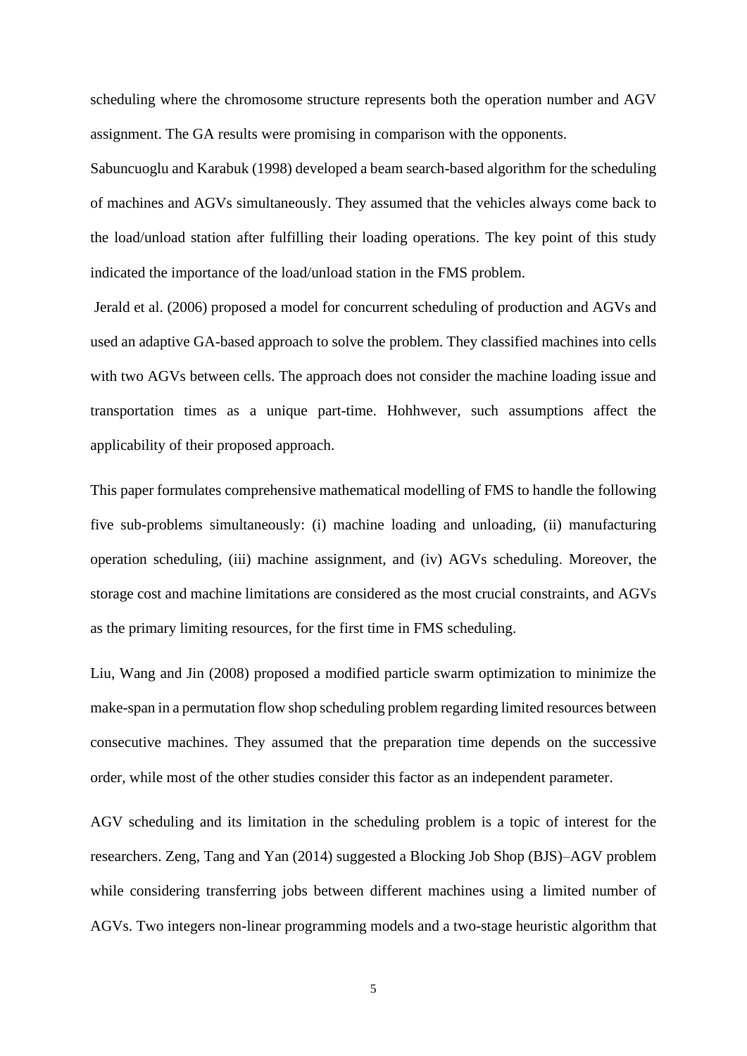scheduling where the chromosome structure represents both the operation number and AGV assignment. The GA results were promising in comparison with the opponents.

Sabuncuoglu and Karabuk (1998) developed a beam search-based algorithm for the scheduling of machines and AGVs simultaneously. They assumed that the vehicles always come back to the load/unload station after fulfilling their loading operations. The key point of this study indicated the importance of the load/unload station in the FMS problem.

Jerald et al. (2006) proposed a model for concurrent scheduling of production and AGVs and used an adaptive GA-based approach to solve the problem. They classified machines into cells with two AGVs between cells. The approach does not consider the machine loading issue and transportation times as a unique part-time. Hohhwever, such assumptions affect the applicability of their proposed approach.

This paper formulates comprehensive mathematical modelling of FMS to handle the following five sub-problems simultaneously: (i) machine loading and unloading, (ii) manufacturing operation scheduling, (iii) machine assignment, and (iv) AGVs scheduling. Moreover, the storage cost and machine limitations are considered as the most crucial constraints, and AGVs as the primary limiting resources, for the first time in FMS scheduling.

Liu, Wang and Jin (2008) proposed a modified particle swarm optimization to minimize the make-span in a permutation flow shop scheduling problem regarding limited resources between consecutive machines. They assumed that the preparation time depends on the successive order, while most of the other studies consider this factor as an independent parameter.

AGV scheduling and its limitation in the scheduling problem is a topic of interest for the researchers. Zeng, Tang and Yan (2014) suggested a Blocking Job Shop (BJS)–AGV problem while considering transferring jobs between different machines using a limited number of AGVs. Two integers non-linear programming models and a two-stage heuristic algorithm that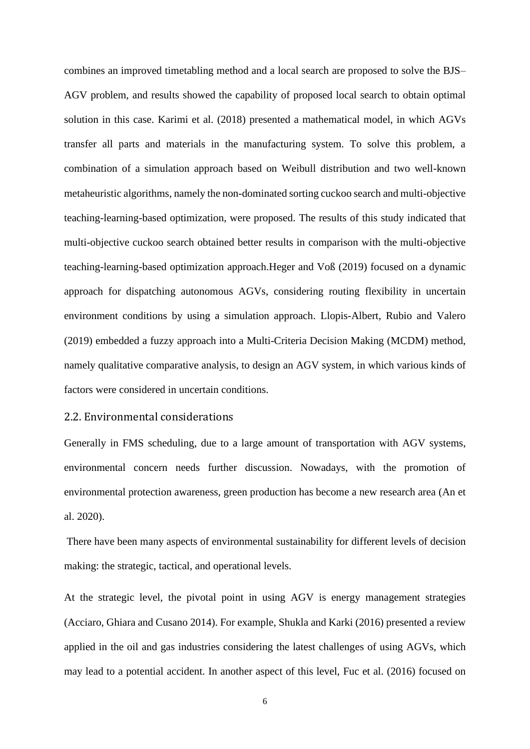combines an improved timetabling method and a local search are proposed to solve the BJS–AGV problem, and results showed the capability of proposed local search to obtain optimal solution in this case. Karimi et al. (2018) presented a mathematical model, in which AGVs transfer all parts and materials in the manufacturing system. To solve this problem, a combination of a simulation approach based on Weibull distribution and two well-known metaheuristic algorithms, namely the non-dominated sorting cuckoo search and multi-objective teaching-learning-based optimization, were proposed. The results of this study indicated that multi-objective cuckoo search obtained better results in comparison with the multi-objective teaching-learning-based optimization approach.Heger and Voß (2019) focused on a dynamic approach for dispatching autonomous AGVs, considering routing flexibility in uncertain environment conditions by using a simulation approach. Llopis-Albert, Rubio and Valero (2019) embedded a fuzzy approach into a Multi-Criteria Decision Making (MCDM) method, namely qualitative comparative analysis, to design an AGV system, in which various kinds of factors were considered in uncertain conditions.

## 2.2. Environmental considerations

Generally in FMS scheduling, due to a large amount of transportation with AGV systems, environmental concern needs further discussion. Nowadays, with the promotion of environmental protection awareness, green production has become a new research area (An et al. 2020).

There have been many aspects of environmental sustainability for different levels of decision making: the strategic, tactical, and operational levels.

At the strategic level, the pivotal point in using AGV is energy management strategies (Acciaro, Ghiara and Cusano 2014). For example, Shukla and Karki (2016) presented a review applied in the oil and gas industries considering the latest challenges of using AGVs, which may lead to a potential accident. In another aspect of this level, Fuc et al. (2016) focused on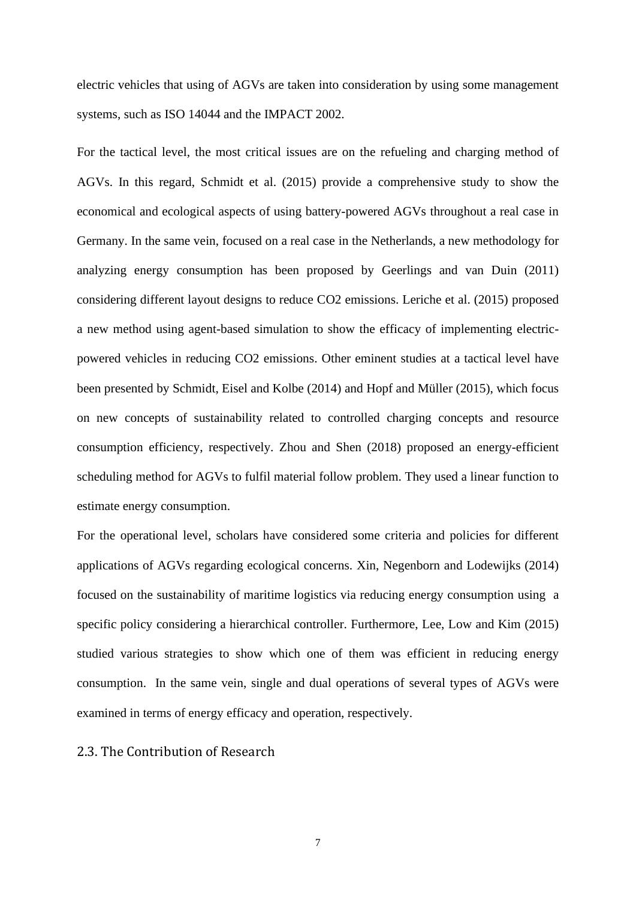electric vehicles that using of AGVs are taken into consideration by using some management systems, such as ISO 14044 and the IMPACT 2002.

For the tactical level, the most critical issues are on the refueling and charging method of AGVs. In this regard, Schmidt et al. (2015) provide a comprehensive study to show the economical and ecological aspects of using battery-powered AGVs throughout a real case in Germany. In the same vein, focused on a real case in the Netherlands, a new methodology for analyzing energy consumption has been proposed by Geerlings and van Duin (2011) considering different layout designs to reduce $CO_2$ emissions. Leriche et al. (2015) proposed a new method using agent-based simulation to show the efficacy of implementing electric-powered vehicles in reducing $CO_2$ emissions. Other eminent studies at a tactical level have been presented by Schmidt, Eisel and Kolbe (2014) and Hopf and Müller (2015), which focus on new concepts of sustainability related to controlled charging concepts and resource consumption efficiency, respectively. Zhou and Shen (2018) proposed an energy-efficient scheduling method for AGVs to fulfil material follow problem. They used a linear function to estimate energy consumption.

For the operational level, scholars have considered some criteria and policies for different applications of AGVs regarding ecological concerns. Xin, Negenborn and Lodewijks (2014) focused on the sustainability of maritime logistics via reducing energy consumption using a specific policy considering a hierarchical controller. Furthermore, Lee, Low and Kim (2015) studied various strategies to show which one of them was efficient in reducing energy consumption. In the same vein, single and dual operations of several types of AGVs were examined in terms of energy efficacy and operation, respectively.

### 2.3. The Contribution of Research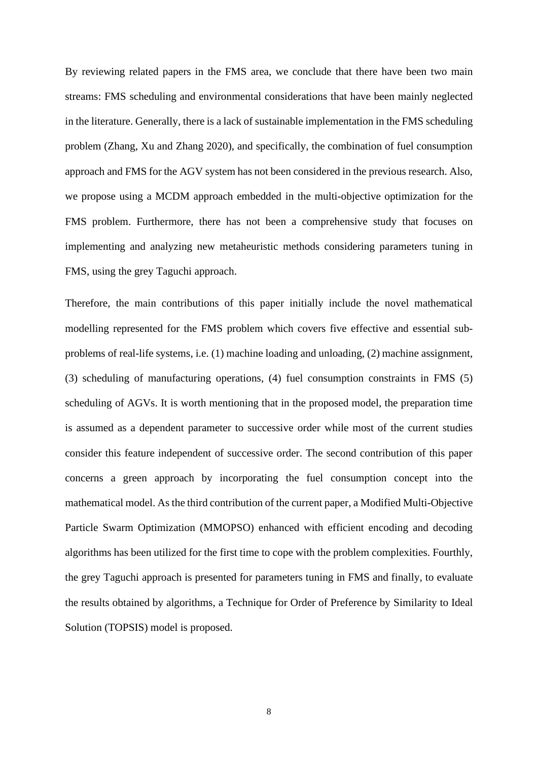By reviewing related papers in the FMS area, we conclude that there have been two main streams: FMS scheduling and environmental considerations that have been mainly neglected in the literature. Generally, there is a lack of sustainable implementation in the FMS scheduling problem (Zhang, Xu and Zhang 2020), and specifically, the combination of fuel consumption approach and FMS for the AGV system has not been considered in the previous research. Also, we propose using a MCDM approach embedded in the multi-objective optimization for the FMS problem. Furthermore, there has not been a comprehensive study that focuses on implementing and analyzing new metaheuristic methods considering parameters tuning in FMS, using the grey Taguchi approach.

Therefore, the main contributions of this paper initially include the novel mathematical modelling represented for the FMS problem which covers five effective and essential sub-problems of real-life systems, i.e. (1) machine loading and unloading, (2) machine assignment, (3) scheduling of manufacturing operations, (4) fuel consumption constraints in FMS (5) scheduling of AGVs. It is worth mentioning that in the proposed model, the preparation time is assumed as a dependent parameter to successive order while most of the current studies consider this feature independent of successive order. The second contribution of this paper concerns a green approach by incorporating the fuel consumption concept into the mathematical model. As the third contribution of the current paper, a Modified Multi-Objective Particle Swarm Optimization (MMOPSO) enhanced with efficient encoding and decoding algorithms has been utilized for the first time to cope with the problem complexities. Fourthly, the grey Taguchi approach is presented for parameters tuning in FMS and finally, to evaluate the results obtained by algorithms, a Technique for Order of Preference by Similarity to Ideal Solution (TOPSIS) model is proposed.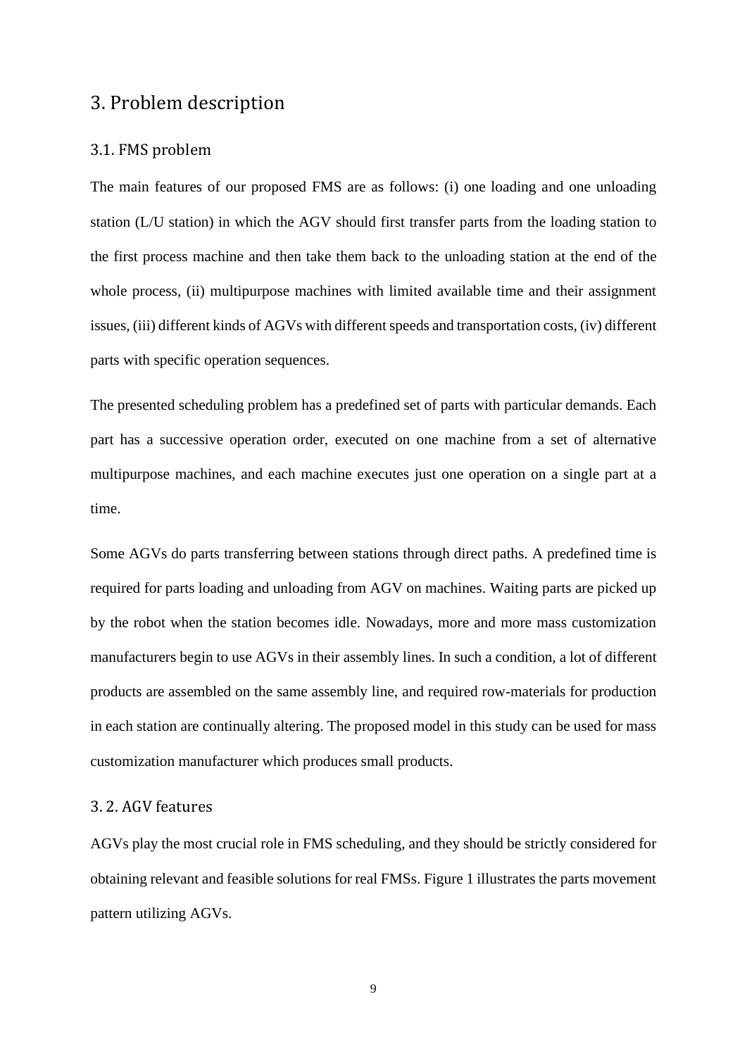# 3. Problem description

## 3.1. FMS problem

The main features of our proposed FMS are as follows: (i) one loading and one unloading station (L/U station) in which the AGV should first transfer parts from the loading station to the first process machine and then take them back to the unloading station at the end of the whole process, (ii) multipurpose machines with limited available time and their assignment issues, (iii) different kinds of AGVs with different speeds and transportation costs, (iv) different parts with specific operation sequences.

The presented scheduling problem has a predefined set of parts with particular demands. Each part has a successive operation order, executed on one machine from a set of alternative multipurpose machines, and each machine executes just one operation on a single part at a time.

Some AGVs do parts transferring between stations through direct paths. A predefined time is required for parts loading and unloading from AGV on machines. Waiting parts are picked up by the robot when the station becomes idle. Nowadays, more and more mass customization manufacturers begin to use AGVs in their assembly lines. In such a condition, a lot of different products are assembled on the same assembly line, and required row-materials for production in each station are continually altering. The proposed model in this study can be used for mass customization manufacturer which produces small products.

## 3. 2. AGV features

AGVs play the most crucial role in FMS scheduling, and they should be strictly considered for obtaining relevant and feasible solutions for real FMSs. Figure 1 illustrates the parts movement pattern utilizing AGVs.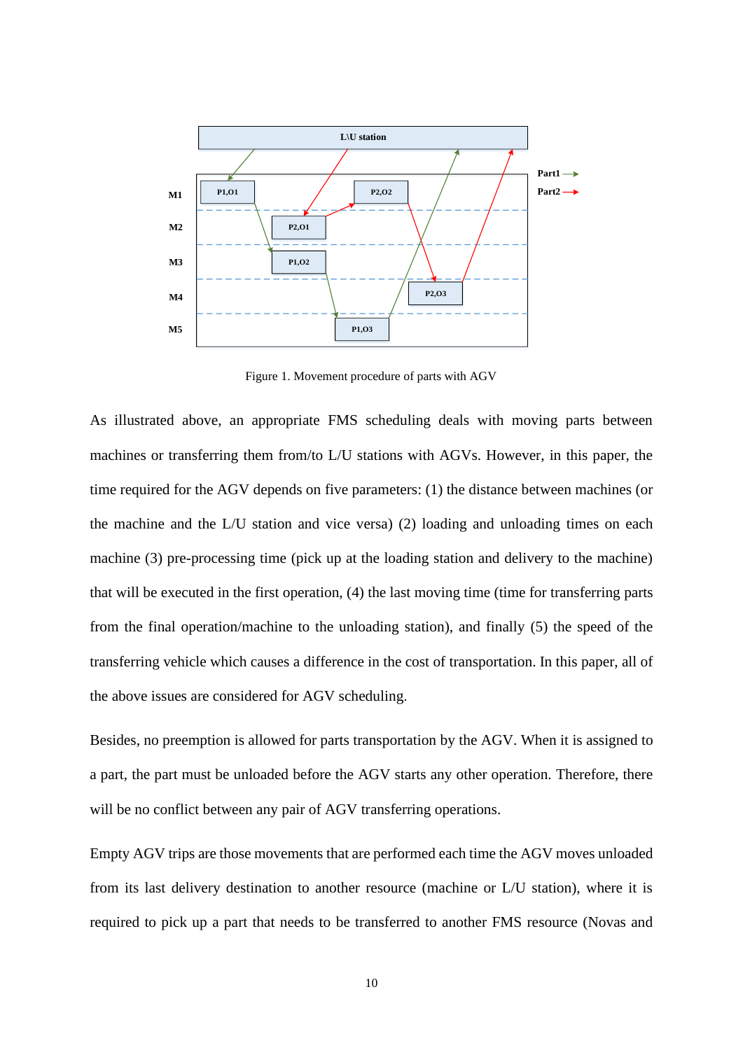Figure 1. Movement procedure of parts with AGV

As illustrated above, an appropriate FMS scheduling deals with moving parts between machines or transferring them from/to L/U stations with AGVs. However, in this paper, the time required for the AGV depends on five parameters: (1) the distance between machines (or the machine and the L/U station and vice versa) (2) loading and unloading times on each machine (3) pre-processing time (pick up at the loading station and delivery to the machine) that will be executed in the first operation, (4) the last moving time (time for transferring parts from the final operation/machine to the unloading station), and finally (5) the speed of the transferring vehicle which causes a difference in the cost of transportation. In this paper, all of the above issues are considered for AGV scheduling.

Besides, no preemption is allowed for parts transportation by the AGV. When it is assigned to a part, the part must be unloaded before the AGV starts any other operation. Therefore, there will be no conflict between any pair of AGV transferring operations.

Empty AGV trips are those movements that are performed each time the AGV moves unloaded from its last delivery destination to another resource (machine or L/U station), where it is required to pick up a part that needs to be transferred to another FMS resource (Novas and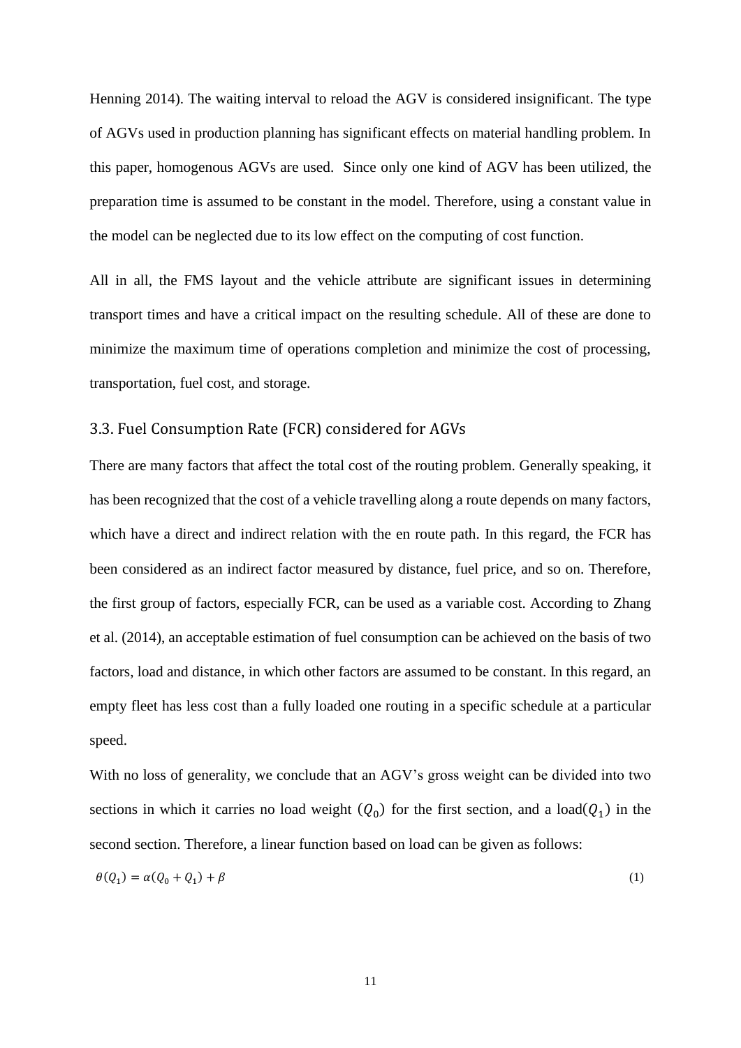Henning 2014). The waiting interval to reload the AGV is considered insignificant. The type of AGVs used in production planning has significant effects on material handling problem. In this paper, homogenous AGVs are used. Since only one kind of AGV has been utilized, the preparation time is assumed to be constant in the model. Therefore, using a constant value in the model can be neglected due to its low effect on the computing of cost function.

All in all, the FMS layout and the vehicle attribute are significant issues in determining transport times and have a critical impact on the resulting schedule. All of these are done to minimize the maximum time of operations completion and minimize the cost of processing, transportation, fuel cost, and storage.

### 3.3. Fuel Consumption Rate (FCR) considered for AGVs

There are many factors that affect the total cost of the routing problem. Generally speaking, it has been recognized that the cost of a vehicle travelling along a route depends on many factors, which have a direct and indirect relation with the en route path. In this regard, the FCR has been considered as an indirect factor measured by distance, fuel price, and so on. Therefore, the first group of factors, especially FCR, can be used as a variable cost. According to Zhang et al. (2014), an acceptable estimation of fuel consumption can be achieved on the basis of two factors, load and distance, in which other factors are assumed to be constant. In this regard, an empty fleet has less cost than a fully loaded one routing in a specific schedule at a particular speed.

With no loss of generality, we conclude that an AGV's gross weight can be divided into two sections in which it carries no load weight ($Q_0$) for the first section, and a load($Q_1$) in the second section. Therefore, a linear function based on load can be given as follows:

$$\theta(Q_1) = \alpha(Q_0 + Q_1) + \beta \tag{1}$$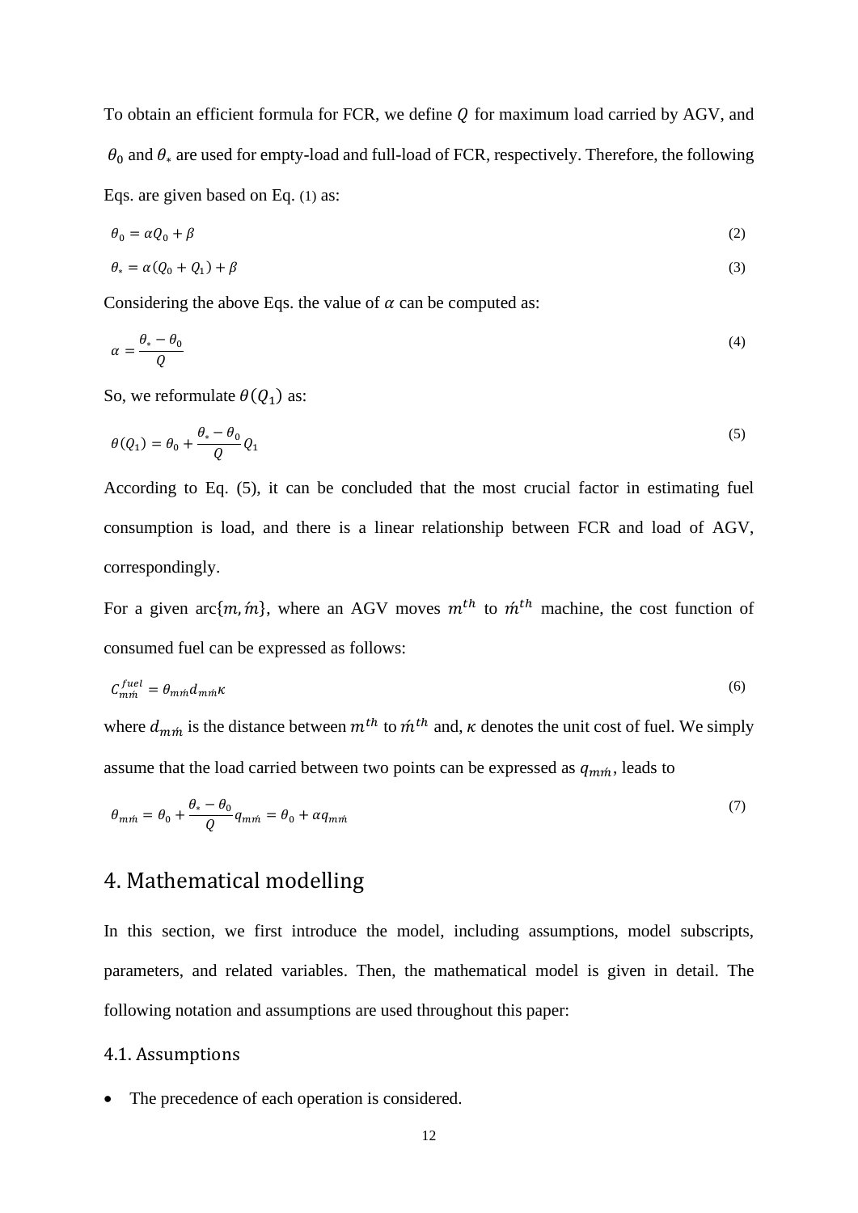To obtain an efficient formula for FCR, we define $Q$ for maximum load carried by AGV, and $\theta_0$ and $\theta_*$ are used for empty-load and full-load of FCR, respectively. Therefore, the following Eqs. are given based on Eq. (1) as:

$$\theta_0 = \alpha Q_0 + \beta \tag{2}$$

$$\theta_* = \alpha(Q_0 + Q_1) + \beta \tag{3}$$

Considering the above Eqs. the value of $\alpha$ can be computed as:

$$\alpha = \frac{\theta_* - \theta_0}{Q} \tag{4}$$

So, we reformulate $\theta(Q_1)$ as:

$$\theta(Q_1) = \theta_0 + \frac{\theta_* - \theta_0}{Q} Q_1 \tag{5}$$

According to Eq. (5), it can be concluded that the most crucial factor in estimating fuel consumption is load, and there is a linear relationship between FCR and load of AGV, correspondingly.

For a given arc$\{m, \acute{m}\}$, where an AGV moves $m^{th}$ to $\acute{m}^{th}$ machine, the cost function of consumed fuel can be expressed as follows:

$$C_{m\acute{m}}^{fuel} = \theta_{m\acute{m}} d_{m\acute{m}} \kappa \tag{6}$$

where $d_{m\acute{m}}$ is the distance between $m^{th}$ to $\acute{m}^{th}$ and, $\kappa$ denotes the unit cost of fuel. We simply assume that the load carried between two points can be expressed as $q_{m\acute{m}}$, leads to

$$\theta_{m\acute{m}} = \theta_0 + \frac{\theta_* - \theta_0}{Q} q_{m\acute{m}} = \theta_0 + \alpha q_{m\acute{m}} \tag{7}$$

# 4. Mathematical modelling

In this section, we first introduce the model, including assumptions, model subscripts, parameters, and related variables. Then, the mathematical model is given in detail. The following notation and assumptions are used throughout this paper:

## 4.1. Assumptions

- The precedence of each operation is considered.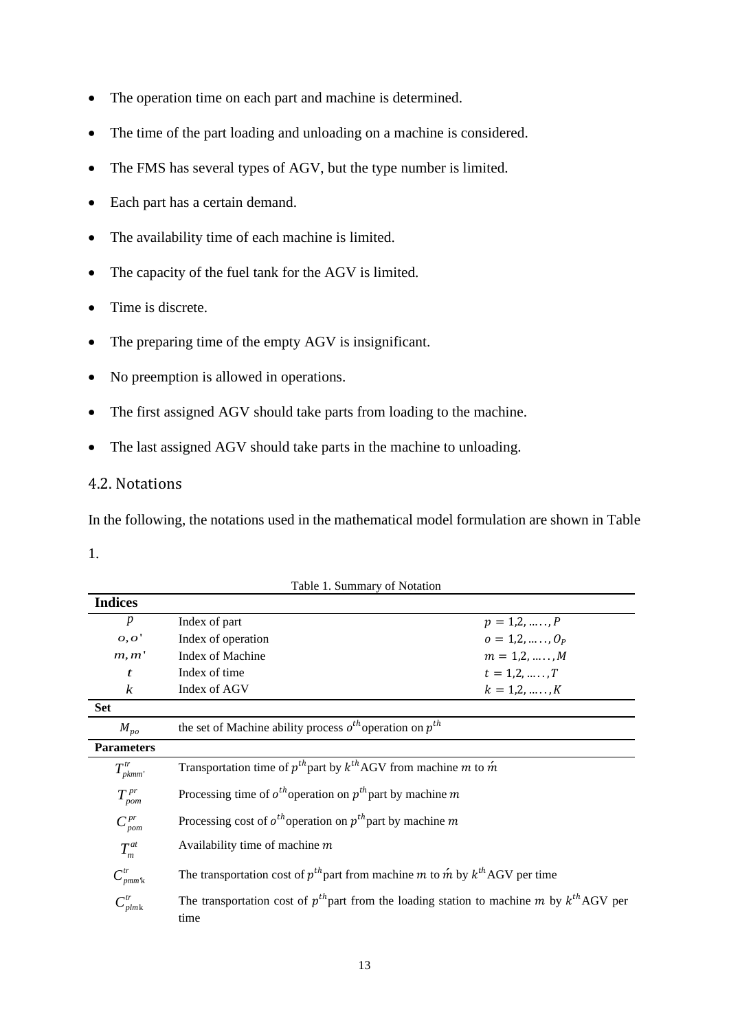- The operation time on each part and machine is determined.
- The time of the part loading and unloading on a machine is considered.
- The FMS has several types of AGV, but the type number is limited.
- Each part has a certain demand.
- The availability time of each machine is limited.
- The capacity of the fuel tank for the AGV is limited.
- Time is discrete.
- The preparing time of the empty AGV is insignificant.
- No preemption is allowed in operations.
- The first assigned AGV should take parts from loading to the machine.
- The last assigned AGV should take parts in the machine to unloading.

## 4.2. Notations

In the following, the notations used in the mathematical model formulation are shown in Table 1.

Table 1. Summary of Notation

| **Indices** | | |
|---|---|---|
| $p$ | Index of part | $p = 1,2, \ldots\ldots, P$ |
| $o, o'$ | Index of operation | $o = 1,2, \ldots\ldots, O_P$ |
| $m, m'$ | Index of Machine | $m = 1,2, \ldots\ldots, M$ |
| $t$ | Index of time | $t = 1,2, \ldots\ldots, T$ |
| $k$ | Index of AGV | $k = 1,2, \ldots\ldots, K$ |
| **Set** | | |
| $M_{po}$ | the set of Machine ability process $o^{th}$ operation on $p^{th}$ | |
| **Parameters** | | |
| $T^{tr}_{pkmm'}$ | Transportation time of $p^{th}$ part by $k^{th}$ AGV from machine $m$ to $\acute{m}$ | |
| $T^{pr}_{pom}$ | Processing time of $o^{th}$ operation on $p^{th}$ part by machine $m$ | |
| $C^{pr}_{pom}$ | Processing cost of $o^{th}$ operation on $p^{th}$ part by machine $m$ | |
| $T^{at}_{m}$ | Availability time of machine $m$ | |
| $C^{tr}_{pmm'k}$ | The transportation cost of $p^{th}$ part from machine $m$ to $\acute{m}$ by $k^{th}$ AGV per time | |
| $C^{tr}_{plmk}$ | The transportation cost of $p^{th}$ part from the loading station to machine $m$ by $k^{th}$ AGV per time | |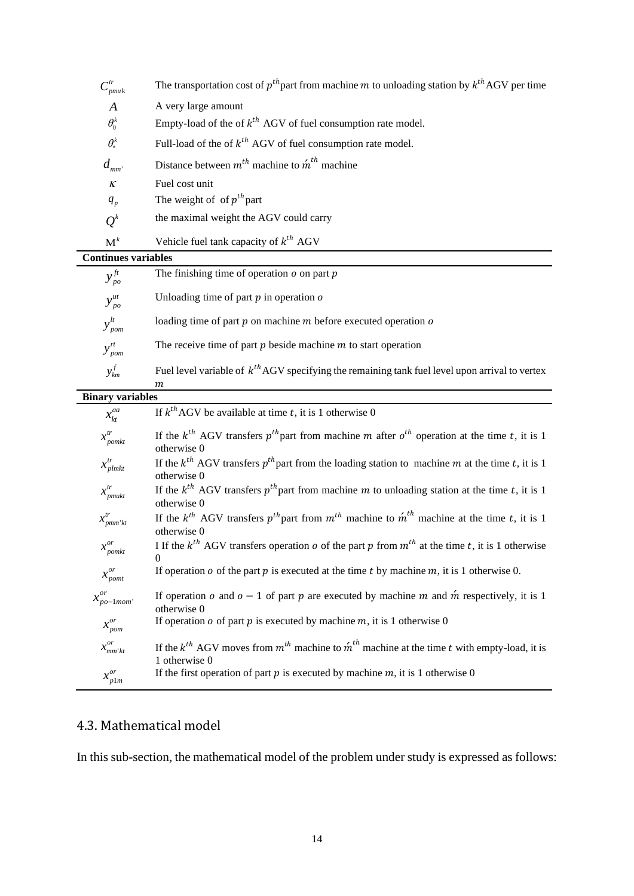| | |
|---|---|
| $C^{tr}_{pmuk}$ | The transportation cost of $p^{th}$ part from machine $m$ to unloading station by $k^{th}$ AGV per time |
| $A$ | A very large amount |
| $\theta^{k}_{0}$ | Empty-load of the of $k^{th}$ AGV of fuel consumption rate model. |
| $\theta^{k}_{*}$ | Full-load of the of $k^{th}$ AGV of fuel consumption rate model. |
| $d_{mm'}$ | Distance between $m^{th}$ machine to $\acute{m}^{th}$ machine |
| $\kappa$ | Fuel cost unit |
| $q_{p}$ | The weight of of $p^{th}$ part |
| $Q^{k}$ | the maximal weight the AGV could carry |
| $M^{k}$ | Vehicle fuel tank capacity of $k^{th}$ AGV |
| **Continues variables** | |
| $y^{ft}_{po}$ | The finishing time of operation $o$ on part $p$ |
| $y^{ut}_{po}$ | Unloading time of part $p$ in operation $o$ |
| $y^{lt}_{pom}$ | loading time of part $p$ on machine $m$ before executed operation $o$ |
| $y^{rt}_{pom}$ | The receive time of part $p$ beside machine $m$ to start operation |
| $y^{f}_{km}$ | Fuel level variable of $k^{th}$ AGV specifying the remaining tank fuel level upon arrival to vertex $m$ |
| **Binary variables** | |
| $x^{aa}_{kt}$ | If $k^{th}$ AGV be available at time $t$, it is 1 otherwise 0 |
| $x^{tr}_{pomkt}$ | If the $k^{th}$ AGV transfers $p^{th}$ part from machine $m$ after $o^{th}$ operation at the time $t$, it is 1 otherwise 0 |
| $x^{tr}_{plmkt}$ | If the $k^{th}$ AGV transfers $p^{th}$ part from the loading station to machine $m$ at the time $t$, it is 1 otherwise 0 |
| $x^{tr}_{pmukt}$ | If the $k^{th}$ AGV transfers $p^{th}$ part from machine $m$ to unloading station at the time $t$, it is 1 otherwise 0 |
| $x^{tr}_{pmm'kt}$ | If the $k^{th}$ AGV transfers $p^{th}$ part from $m^{th}$ machine to $\acute{m}^{th}$ machine at the time $t$, it is 1 otherwise 0 |
| $x^{or}_{pomkt}$ | I If the $k^{th}$ AGV transfers operation $o$ of the part $p$ from $m^{th}$ at the time $t$, it is 1 otherwise 0 |
| $x^{or}_{pomt}$ | If operation $o$ of the part $p$ is executed at the time $t$ by machine $m$, it is 1 otherwise 0. |
| $x^{or}_{po-1mom'}$ | If operation $o$ and $o-1$ of part $p$ are executed by machine $m$ and $\acute{m}$ respectively, it is 1 otherwise 0 |
| $x^{or}_{pom}$ | If operation $o$ of part $p$ is executed by machine $m$, it is 1 otherwise 0 |
| $x^{or}_{mm'kt}$ | If the $k^{th}$ AGV moves from $m^{th}$ machine to $\acute{m}^{th}$ machine at the time $t$ with empty-load, it is 1 otherwise 0 |
| $x^{or}_{p1m}$ | If the first operation of part $p$ is executed by machine $m$, it is 1 otherwise 0 |

## 4.3. Mathematical model

In this sub-section, the mathematical model of the problem under study is expressed as follows: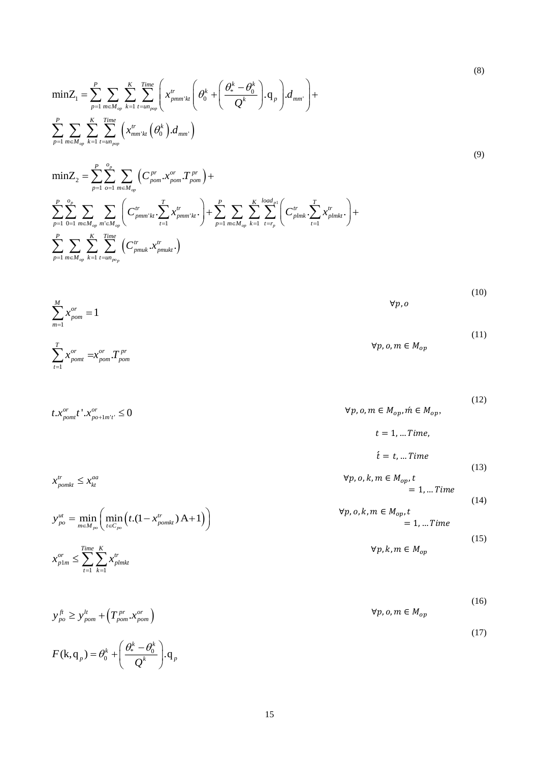$$\min Z_1 = \sum_{p=1}^{P} \sum_{m \in M_{op}} \sum_{k=1}^{K} \sum_{t=un_{pop}}^{Time} \left( x^{tr}_{pmm'kt} \left( \theta_0^k + \left( \frac{\theta_*^k - \theta_0^k}{Q^k} \right) . \mathrm{q}_p \right) . d_{mm'} \right) + \sum_{p=1}^{P} \sum_{m \in M_{op}} \sum_{k=1}^{K} \sum_{t=un_{pop}}^{Time} \left( x^{tr}_{mm'kt} \left( \theta_0^k \right) . d_{mm'} \right) \tag{8}$$

$$\min Z_2 = \sum_{p=1}^{P} \sum_{o=1}^{o_p} \sum_{m \in M_{op}} \left( C^{pr}_{pom} . x^{or}_{pom} . T^{pr}_{pom} \right) + \sum_{p=1}^{P} \sum_{0=1}^{o_p} \sum_{m \in M_{op}} \sum_{m' \in M_{op}} \left( C^{tr}_{pmm'kt} . \sum_{t=1}^{T} x^{tr}_{pmm'kt} . \right) + \sum_{p=1}^{P} \sum_{m \in M_{op}} \sum_{k=1}^{K} \sum_{t=r_p}^{load_{p1}} \left( C^{tr}_{plmk} . \sum_{t=1}^{T} x^{tr}_{plmkt} . \right) + \sum_{p=1}^{P} \sum_{m \in M_{op}} \sum_{k=1}^{K} \sum_{t=un_{po_p}}^{Time} \left( C^{tr}_{pmuk} . x^{tr}_{pmukt} . \right) \tag{9}$$

$$\sum_{m=1}^{M} x^{or}_{pom} = 1 \qquad \forall p, o \tag{10}$$

$$\sum_{t=1}^{T} x^{or}_{pomt} = x^{or}_{pom} . T^{pr}_{pom} \qquad \forall p, o, m \in M_{op} \tag{11}$$

$$t . x^{or}_{pomt} t' . x^{or}_{po+1m't'} \le 0 \qquad \forall p, o, m \in M_{op}, \acute{m} \in M_{op},\ t = 1, \ldots Time,\ \acute{t} = t, \ldots Time \tag{12}$$

$$x^{tr}_{pomkt} \le x^{aa}_{kt} \qquad \forall p, o, k, m \in M_{op}, t = 1, \ldots Time \tag{13}$$

$$y^{ut}_{po} = \min_{m \in M_{po}} \left( \min_{t \in C_{po}} \left( t . (1 - x^{tr}_{pomkt}) \, \mathrm{A} + 1 \right) \right) \qquad \forall p, o, k, m \in M_{op}, t = 1, \ldots Time \tag{14}$$

$$x^{or}_{p1m} \le \sum_{t=1}^{Time} \sum_{k=1}^{K} x^{tr}_{plmkt} \qquad \forall p, k, m \in M_{op} \tag{15}$$

$$y^{ft}_{po} \ge y^{lt}_{pom} + \left( T^{pr}_{pom} . x^{or}_{pom} \right) \qquad \forall p, o, m \in M_{op} \tag{16}$$

$$F(\mathrm{k}, \mathrm{q}_p) = \theta_0^k + \left( \frac{\theta_*^k - \theta_0^k}{Q^k} \right) . \mathrm{q}_p \tag{17}$$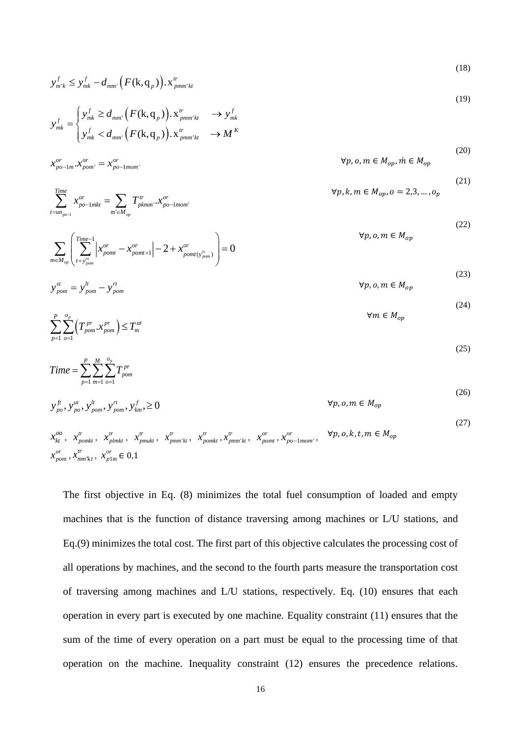$$y^{f}_{m'k} \leq y^{f}_{mk} - d_{mm'}\left(F(\mathrm{k},\mathrm{q}_{p})\right).\mathrm{x}^{tr}_{pmm'kt} \tag{18}$$

$$y^{f}_{mk} = \begin{cases} y^{f}_{mk} \geq d_{mm'}\left(F(\mathrm{k},\mathrm{q}_{p})\right).\mathrm{x}^{tr}_{pmm'kt} & \rightarrow y^{f}_{mk} \\ y^{f}_{mk} < d_{mm'}\left(F(\mathrm{k},\mathrm{q}_{p})\right).\mathrm{x}^{tr}_{pmm'kt} & \rightarrow M^{K} \end{cases} \tag{19}$$

$$x^{or}_{po-1m}.x^{or}_{pom'} = x^{or}_{po-1mom'} \qquad \forall p,o,m \in M_{op}, \acute{m} \in M_{op} \tag{20}$$

$$\sum_{t=un_{po-1}}^{Time} x^{or}_{po-1mkt} = \sum_{m' \in M_{op}} T^{tr}_{pkmm'}.x^{or}_{po-1mom'} \qquad \forall p,k,m \in M_{op}, o = 2,3,\ldots,o_{p} \tag{21}$$

$$\sum_{m \in M_{op}} \left( \sum_{t=y^{rt}_{pom}}^{Time-1} \left| x^{or}_{pomt} - x^{or}_{pomt+1} \right| - 2 + x^{or}_{pomt(y^{rt}_{pom})} \right) = 0 \qquad \forall p,o,m \in M_{op} \tag{22}$$

$$y^{st}_{pom} = y^{lt}_{pom} - y^{rt}_{pom} \qquad \forall p,o,m \in M_{op} \tag{23}$$

$$\sum_{p=1}^{P} \sum_{o=1}^{o_{p}} \left( T^{pr}_{pom}.x^{pr}_{pom} \right) \leq T^{at}_{m} \qquad \forall m \in M_{op} \tag{24}$$

$$Time = \sum_{p=1}^{P} \sum_{m=1}^{M} \sum_{o=1}^{o_{p}} T^{pr}_{pom} \tag{25}$$

$$y^{ft}_{po}, y^{ut}_{po}, y^{lt}_{pom}, y^{rt}_{pom}, y^{f}_{km}, \geq 0 \qquad \forall p,o,m \in M_{op} \tag{26}$$

$$x^{aa}_{kt},\ x^{tr}_{pomkt},\ x^{tr}_{plmkt},\ x^{tr}_{pmukt},\ x^{tr}_{pmm'kt},\ x^{tr}_{pomkt}, x^{tr}_{pmm'kt},\ x^{or}_{pomt}, x^{or}_{po-1mom'},\ x^{or}_{pom}, x^{tr}_{mm'kt},\ x^{or}_{p1m} \in 0,1 \qquad \forall p,o,k,t,m \in M_{op} \tag{27}$$

The first objective in Eq. (8) minimizes the total fuel consumption of loaded and empty machines that is the function of distance traversing among machines or L/U stations, and Eq.(9) minimizes the total cost. The first part of this objective calculates the processing cost of all operations by machines, and the second to the fourth parts measure the transportation cost of traversing among machines and L/U stations, respectively. Eq. (10) ensures that each operation in every part is executed by one machine. Equality constraint (11) ensures that the sum of the time of every operation on a part must be equal to the processing time of that operation on the machine. Inequality constraint (12) ensures the precedence relations.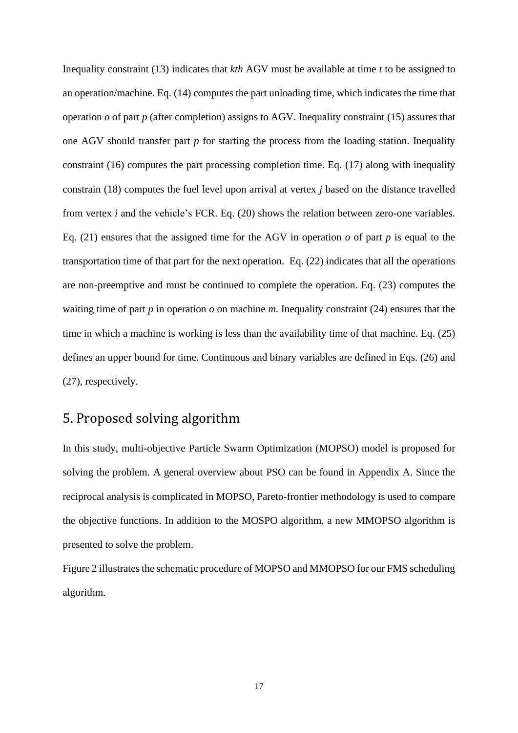Inequality constraint (13) indicates that *kth* AGV must be available at time *t* to be assigned to an operation/machine. Eq. (14) computes the part unloading time, which indicates the time that operation *o* of part *p* (after completion) assigns to AGV. Inequality constraint (15) assures that one AGV should transfer part *p* for starting the process from the loading station. Inequality constraint (16) computes the part processing completion time. Eq. (17) along with inequality constrain (18) computes the fuel level upon arrival at vertex *j* based on the distance travelled from vertex *i* and the vehicle's FCR. Eq. (20) shows the relation between zero-one variables. Eq. (21) ensures that the assigned time for the AGV in operation *o* of part *p* is equal to the transportation time of that part for the next operation. Eq. (22) indicates that all the operations are non-preemptive and must be continued to complete the operation. Eq. (23) computes the waiting time of part *p* in operation *o* on machine *m*. Inequality constraint (24) ensures that the time in which a machine is working is less than the availability time of that machine. Eq. (25) defines an upper bound for time. Continuous and binary variables are defined in Eqs. (26) and (27), respectively.

# 5. Proposed solving algorithm

In this study, multi-objective Particle Swarm Optimization (MOPSO) model is proposed for solving the problem. A general overview about PSO can be found in Appendix A. Since the reciprocal analysis is complicated in MOPSO, Pareto-frontier methodology is used to compare the objective functions. In addition to the MOSPO algorithm, a new MMOPSO algorithm is presented to solve the problem.

Figure 2 illustrates the schematic procedure of MOPSO and MMOPSO for our FMS scheduling algorithm.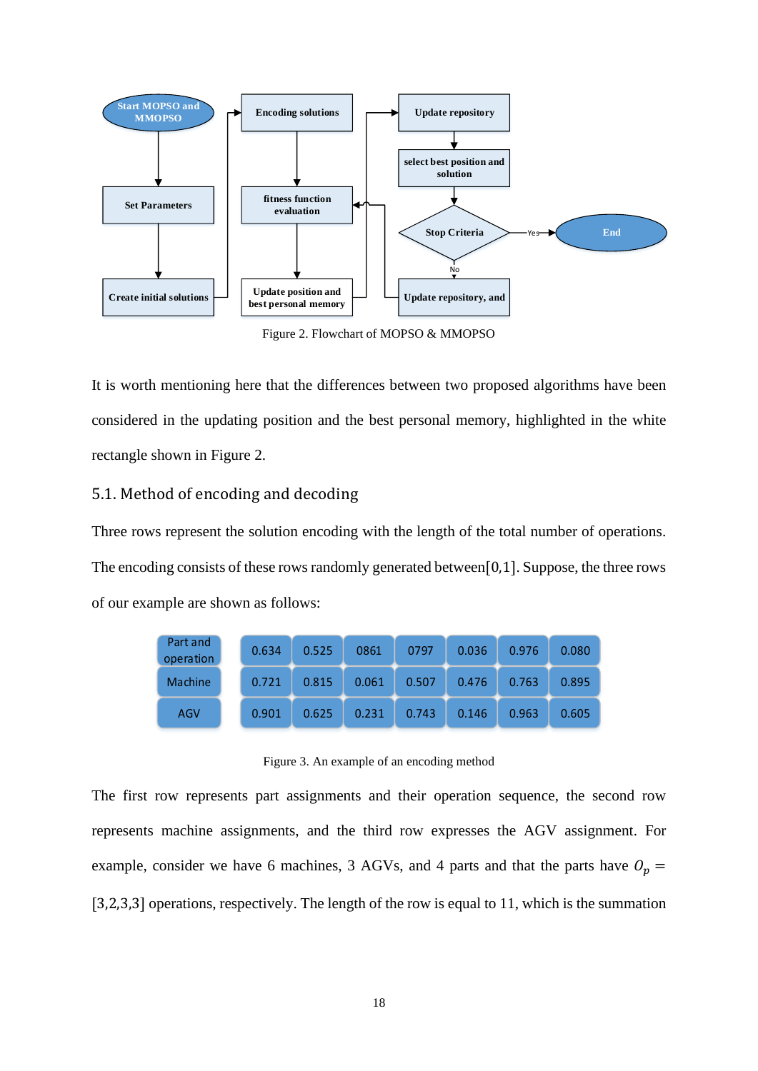Figure 2. Flowchart of MOPSO & MMOPSO

It is worth mentioning here that the differences between two proposed algorithms have been considered in the updating position and the best personal memory, highlighted in the white rectangle shown in Figure 2.

## 5.1. Method of encoding and decoding

Three rows represent the solution encoding with the length of the total number of operations. The encoding consists of these rows randomly generated between $[0,1]$. Suppose, the three rows of our example are shown as follows:

| Part and operation | 0.634 | 0.525 | 0861 | 0797 | 0.036 | 0.976 | 0.080 |
|---|---|---|---|---|---|---|---|
| Machine | 0.721 | 0.815 | 0.061 | 0.507 | 0.476 | 0.763 | 0.895 |
| AGV | 0.901 | 0.625 | 0.231 | 0.743 | 0.146 | 0.963 | 0.605 |

Figure 3. An example of an encoding method

The first row represents part assignments and their operation sequence, the second row represents machine assignments, and the third row expresses the AGV assignment. For example, consider we have 6 machines, 3 AGVs, and 4 parts and that the parts have $O_p = [3,2,3,3]$ operations, respectively. The length of the row is equal to 11, which is the summation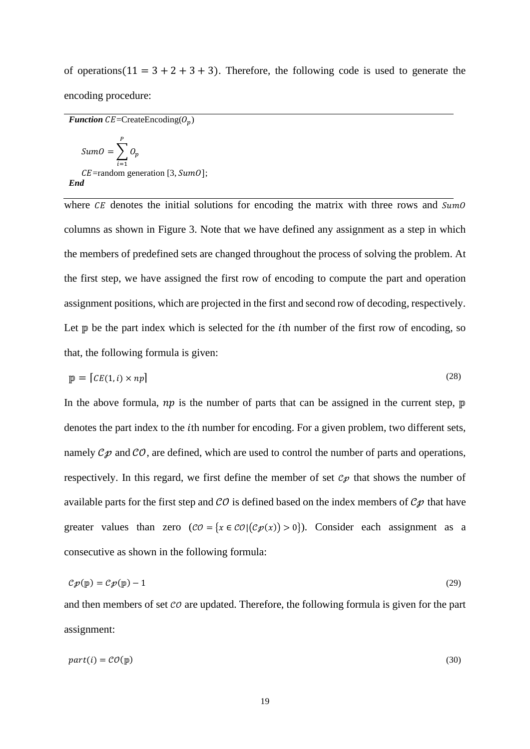of operations($11 = 3 + 2 + 3 + 3$). Therefore, the following code is used to generate the encoding procedure:

---

***Function*** $CE$=CreateEncoding($O_p$)

$$SumO = \sum_{i=1}^{P} O_p$$

$CE$=random generation [3, $SumO$];

***End***

---

where $CE$ denotes the initial solutions for encoding the matrix with three rows and $SumO$ columns as shown in Figure 3. Note that we have defined any assignment as a step in which the members of predefined sets are changed throughout the process of solving the problem. At the first step, we have assigned the first row of encoding to compute the part and operation assignment positions, which are projected in the first and second row of decoding, respectively. Let $\mathbb{p}$ be the part index which is selected for the $i$th number of the first row of encoding, so that, the following formula is given:

$$\mathbb{p} = \lceil CE(1, i) \times np \rceil \tag{28}$$

In the above formula, $np$ is the number of parts that can be assigned in the current step, $\mathbb{p}$ denotes the part index to the $i$th number for encoding. For a given problem, two different sets, namely $\mathcal{Cp}$ and $\mathcal{CO}$, are defined, which are used to control the number of parts and operations, respectively. In this regard, we first define the member of set $\mathcal{Cp}$ that shows the number of available parts for the first step and $\mathcal{CO}$ is defined based on the index members of $\mathcal{Cp}$ that have greater values than zero ($\mathcal{CO} = \{x \in \mathcal{CO} | (\mathcal{Cp}(x)) > 0\}$). Consider each assignment as a consecutive as shown in the following formula:

$$\mathcal{Cp}(\mathbb{p}) = \mathcal{Cp}(\mathbb{p}) - 1 \tag{29}$$

and then members of set $\mathcal{CO}$ are updated. Therefore, the following formula is given for the part assignment:

$$part(i) = \mathcal{CO}(\mathbb{p}) \tag{30}$$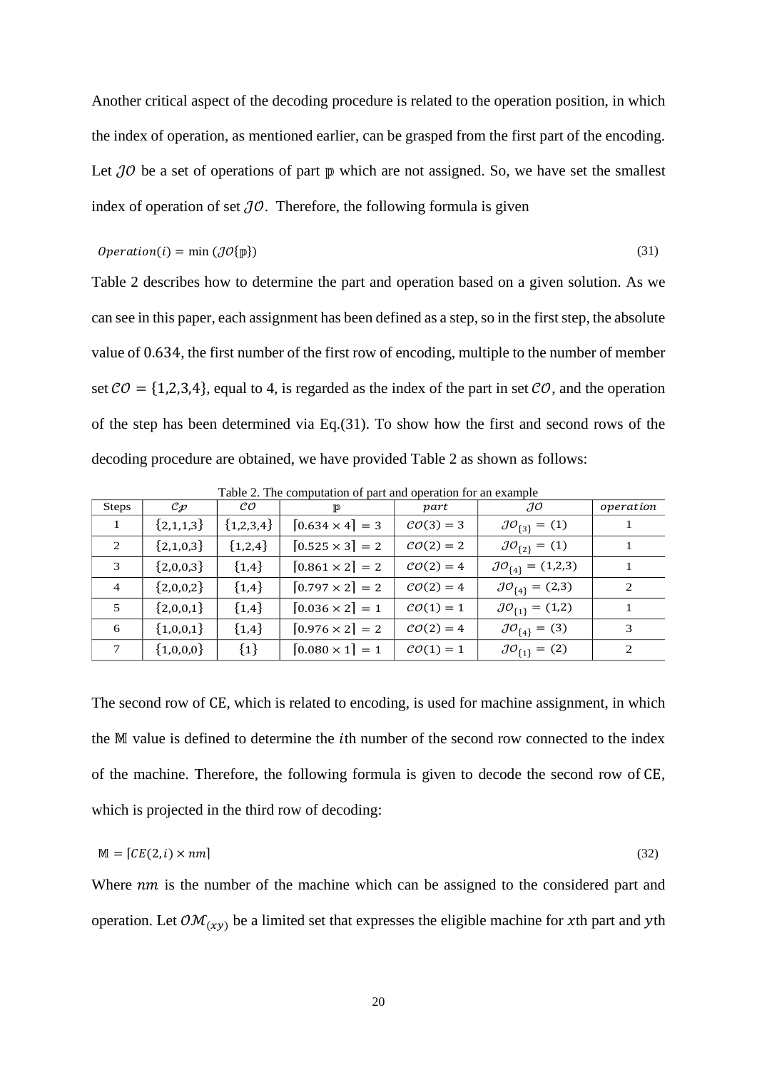Another critical aspect of the decoding procedure is related to the operation position, in which the index of operation, as mentioned earlier, can be grasped from the first part of the encoding. Let $\mathcal{JO}$ be a set of operations of part $\mathbb{p}$ which are not assigned. So, we have set the smallest index of operation of set $\mathcal{JO}$. Therefore, the following formula is given

$$Operation(i) = \min(\mathcal{JO}\{\mathbb{p}\}) \tag{31}$$

Table 2 describes how to determine the part and operation based on a given solution. As we can see in this paper, each assignment has been defined as a step, so in the first step, the absolute value of 0.634, the first number of the first row of encoding, multiple to the number of member set $\mathcal{CO} = \{1,2,3,4\}$, equal to 4, is regarded as the index of the part in set $\mathcal{CO}$, and the operation of the step has been determined via Eq.(31). To show how the first and second rows of the decoding procedure are obtained, we have provided Table 2 as shown as follows:

Table 2. The computation of part and operation for an example

| Steps | $\mathcal{C_p}$ | $\mathcal{CO}$ | $\mathbb{p}$ | $part$ | $\mathcal{JO}$ | $operation$ |
|---|---|---|---|---|---|---|
| 1 | $\{2,1,1,3\}$ | $\{1,2,3,4\}$ | $\lceil 0.634 \times 4 \rceil = 3$ | $\mathcal{CO}(3) = 3$ | $\mathcal{JO}_{\{3\}} = (1)$ | 1 |
| 2 | $\{2,1,0,3\}$ | $\{1,2,4\}$ | $\lceil 0.525 \times 3 \rceil = 2$ | $\mathcal{CO}(2) = 2$ | $\mathcal{JO}_{\{2\}} = (1)$ | 1 |
| 3 | $\{2,0,0,3\}$ | $\{1,4\}$ | $\lceil 0.861 \times 2 \rceil = 2$ | $\mathcal{CO}(2) = 4$ | $\mathcal{JO}_{\{4\}} = (1,2,3)$ | 1 |
| 4 | $\{2,0,0,2\}$ | $\{1,4\}$ | $\lceil 0.797 \times 2 \rceil = 2$ | $\mathcal{CO}(2) = 4$ | $\mathcal{JO}_{\{4\}} = (2,3)$ | 2 |
| 5 | $\{2,0,0,1\}$ | $\{1,4\}$ | $\lceil 0.036 \times 2 \rceil = 1$ | $\mathcal{CO}(1) = 1$ | $\mathcal{JO}_{\{1\}} = (1,2)$ | 1 |
| 6 | $\{1,0,0,1\}$ | $\{1,4\}$ | $\lceil 0.976 \times 2 \rceil = 2$ | $\mathcal{CO}(2) = 4$ | $\mathcal{JO}_{\{4\}} = (3)$ | 3 |
| 7 | $\{1,0,0,0\}$ | $\{1\}$ | $\lceil 0.080 \times 1 \rceil = 1$ | $\mathcal{CO}(1) = 1$ | $\mathcal{JO}_{\{1\}} = (2)$ | 2 |

The second row of CE, which is related to encoding, is used for machine assignment, in which the $\mathbb{M}$ value is defined to determine the $i$th number of the second row connected to the index of the machine. Therefore, the following formula is given to decode the second row of CE, which is projected in the third row of decoding:

$$\mathbb{M} = \lceil CE(2, i) \times nm \rceil \tag{32}$$

Where $nm$ is the number of the machine which can be assigned to the considered part and operation. Let $\mathcal{OM}_{(xy)}$ be a limited set that expresses the eligible machine for $x$th part and $y$th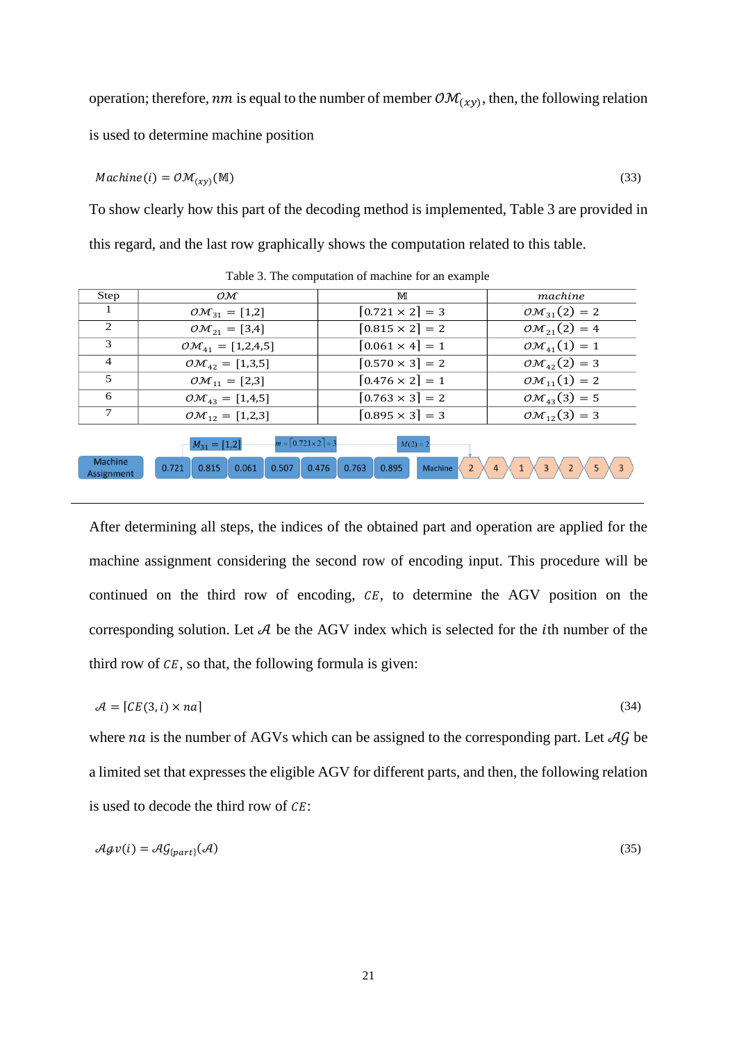operation; therefore, $nm$ is equal to the number of member $\mathcal{OM}_{(xy)}$, then, the following relation is used to determine machine position

$$Machine(i) = \mathcal{OM}_{(xy)}(\mathbb{M}) \tag{33}$$

To show clearly how this part of the decoding method is implemented, Table 3 are provided in this regard, and the last row graphically shows the computation related to this table.

Table 3. The computation of machine for an example

| Step | $\mathcal{OM}$ | $\mathbb{M}$ | $machine$ |
|---|---|---|---|
| 1 | $\mathcal{OM}_{31} = [1,2]$ | $\lceil 0.721 \times 2 \rceil = 3$ | $\mathcal{OM}_{31}(2) = 2$ |
| 2 | $\mathcal{OM}_{21} = [3,4]$ | $\lceil 0.815 \times 2 \rceil = 2$ | $\mathcal{OM}_{21}(2) = 4$ |
| 3 | $\mathcal{OM}_{41} = [1,2,4,5]$ | $\lceil 0.061 \times 4 \rceil = 1$ | $\mathcal{OM}_{41}(1) = 1$ |
| 4 | $\mathcal{OM}_{42} = [1,3,5]$ | $\lceil 0.570 \times 3 \rceil = 2$ | $\mathcal{OM}_{42}(2) = 3$ |
| 5 | $\mathcal{OM}_{11} = [2,3]$ | $\lceil 0.476 \times 2 \rceil = 1$ | $\mathcal{OM}_{11}(1) = 2$ |
| 6 | $\mathcal{OM}_{43} = [1,4,5]$ | $\lceil 0.763 \times 3 \rceil = 2$ | $\mathcal{OM}_{43}(3) = 5$ |
| 7 | $\mathcal{OM}_{12} = [1,2,3]$ | $\lceil 0.895 \times 3 \rceil = 3$ | $\mathcal{OM}_{12}(3) = 3$ |

| Machine Assignment | 0.721 | 0.815 | 0.061 | 0.507 | 0.476 | 0.763 | 0.895 | Machine | 2 | 4 | 1 | 3 | 2 | 5 | 3 |
|---|---|---|---|---|---|---|---|---|---|---|---|---|---|---|---|

$M_{31} = [1,2]$; $m = \lceil 0.721 \times 2 \rceil = 3$; $M(2) = 2$

After determining all steps, the indices of the obtained part and operation are applied for the machine assignment considering the second row of encoding input. This procedure will be continued on the third row of encoding, $CE$, to determine the AGV position on the corresponding solution. Let $\mathcal{A}$ be the AGV index which is selected for the $i$th number of the third row of $CE$, so that, the following formula is given:

$$\mathcal{A} = \lceil CE(3, i) \times na \rceil \tag{34}$$

where $na$ is the number of AGVs which can be assigned to the corresponding part. Let $\mathcal{AG}$ be a limited set that expresses the eligible AGV for different parts, and then, the following relation is used to decode the third row of $CE$:

$$\mathcal{A}gv(i) = \mathcal{AG}_{\{part\}}(\mathcal{A}) \tag{35}$$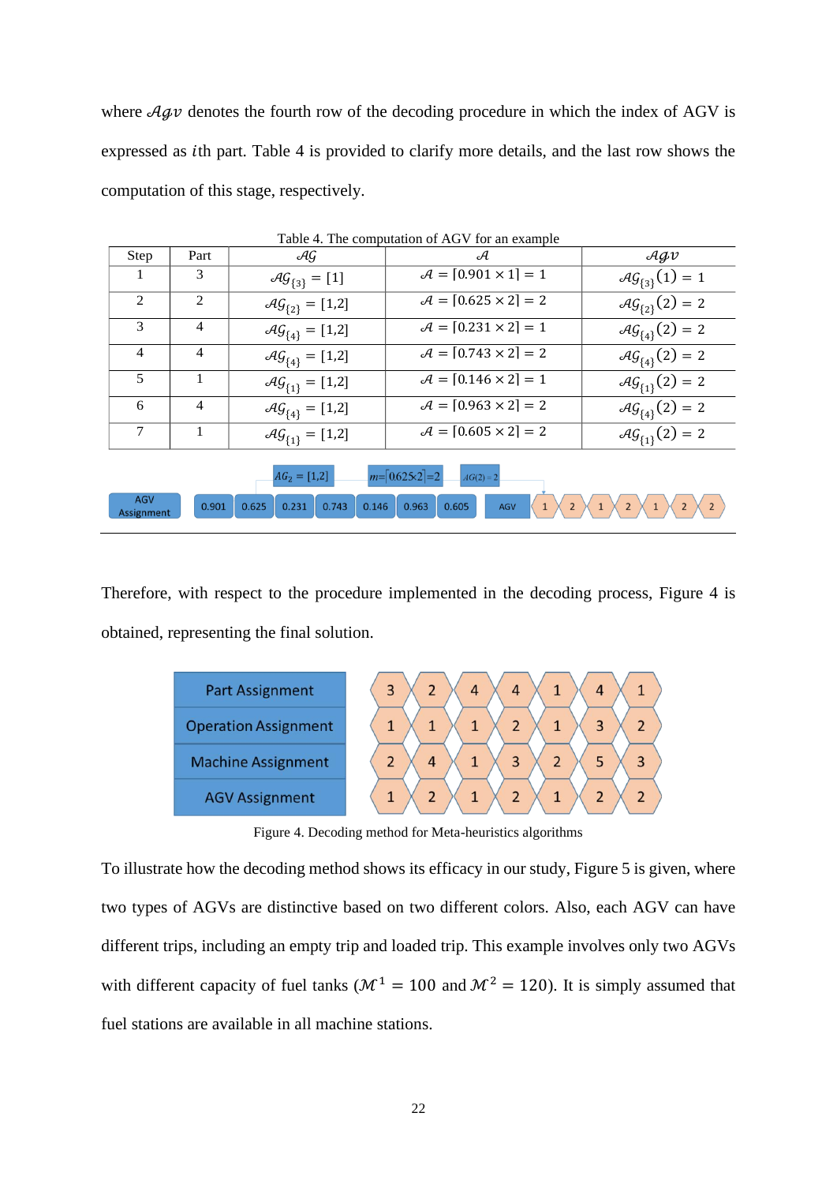where $\mathcal{A}gv$ denotes the fourth row of the decoding procedure in which the index of AGV is expressed as $i$th part. Table 4 is provided to clarify more details, and the last row shows the computation of this stage, respectively.

Table 4. The computation of AGV for an example

| Step | Part | $\mathcal{AG}$ | $\mathcal{A}$ | $\mathcal{A}gv$ |
|---|---|---|---|---|
| 1 | 3 | $\mathcal{AG}_{\{3\}} = [1]$ | $\mathcal{A} = \lceil 0.901 \times 1 \rceil = 1$ | $\mathcal{AG}_{\{3\}}(1) = 1$ |
| 2 | 2 | $\mathcal{AG}_{\{2\}} = [1,2]$ | $\mathcal{A} = \lceil 0.625 \times 2 \rceil = 2$ | $\mathcal{AG}_{\{2\}}(2) = 2$ |
| 3 | 4 | $\mathcal{AG}_{\{4\}} = [1,2]$ | $\mathcal{A} = \lceil 0.231 \times 2 \rceil = 1$ | $\mathcal{AG}_{\{4\}}(2) = 2$ |
| 4 | 4 | $\mathcal{AG}_{\{4\}} = [1,2]$ | $\mathcal{A} = \lceil 0.743 \times 2 \rceil = 2$ | $\mathcal{AG}_{\{4\}}(2) = 2$ |
| 5 | 1 | $\mathcal{AG}_{\{1\}} = [1,2]$ | $\mathcal{A} = \lceil 0.146 \times 2 \rceil = 1$ | $\mathcal{AG}_{\{1\}}(2) = 2$ |
| 6 | 4 | $\mathcal{AG}_{\{4\}} = [1,2]$ | $\mathcal{A} = \lceil 0.963 \times 2 \rceil = 2$ | $\mathcal{AG}_{\{4\}}(2) = 2$ |
| 7 | 1 | $\mathcal{AG}_{\{1\}} = [1,2]$ | $\mathcal{A} = \lceil 0.605 \times 2 \rceil = 2$ | $\mathcal{AG}_{\{1\}}(2) = 2$ |

Therefore, with respect to the procedure implemented in the decoding process, Figure 4 is obtained, representing the final solution.

Figure 4. Decoding method for Meta-heuristics algorithms

To illustrate how the decoding method shows its efficacy in our study, Figure 5 is given, where two types of AGVs are distinctive based on two different colors. Also, each AGV can have different trips, including an empty trip and loaded trip. This example involves only two AGVs with different capacity of fuel tanks ($\mathcal{M}^1 = 100$ and $\mathcal{M}^2 = 120$). It is simply assumed that fuel stations are available in all machine stations.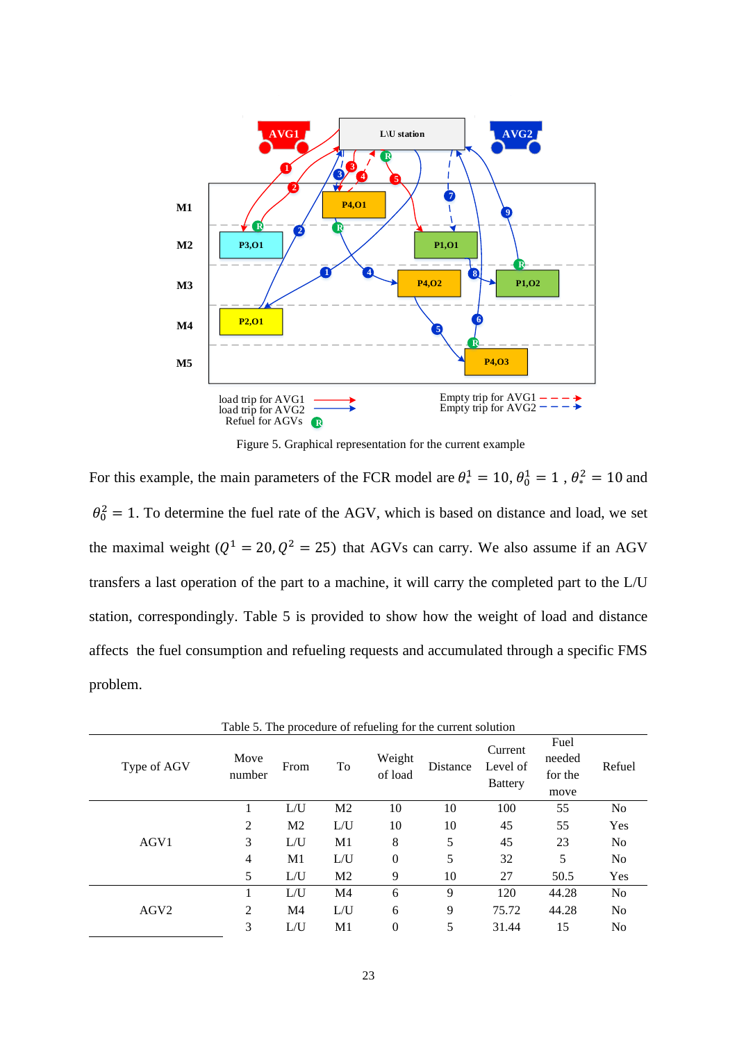Figure 5. Graphical representation for the current example

For this example, the main parameters of the FCR model are $\theta_*^1 = 10$, $\theta_0^1 = 1$ , $\theta_*^2 = 10$ and $\theta_0^2 = 1$. To determine the fuel rate of the AGV, which is based on distance and load, we set the maximal weight ($Q^1 = 20, Q^2 = 25$) that AGVs can carry. We also assume if an AGV transfers a last operation of the part to a machine, it will carry the completed part to the L/U station, correspondingly. Table 5 is provided to show how the weight of load and distance affects the fuel consumption and refueling requests and accumulated through a specific FMS problem.

Table 5. The procedure of refueling for the current solution

| Type of AGV | Move number | From | To | Weight of load | Distance | Current Level of Battery | Fuel needed for the move | Refuel |
|---|---|---|---|---|---|---|---|---|
| AGV1 | 1 | L/U | M2 | 10 | 10 | 100 | 55 | No |
| | 2 | M2 | L/U | 10 | 10 | 45 | 55 | Yes |
| | 3 | L/U | M1 | 8 | 5 | 45 | 23 | No |
| | 4 | M1 | L/U | 0 | 5 | 32 | 5 | No |
| | 5 | L/U | M2 | 9 | 10 | 27 | 50.5 | Yes |
| AGV2 | 1 | L/U | M4 | 6 | 9 | 120 | 44.28 | No |
| | 2 | M4 | L/U | 6 | 9 | 75.72 | 44.28 | No |
| | 3 | L/U | M1 | 0 | 5 | 31.44 | 15 | No |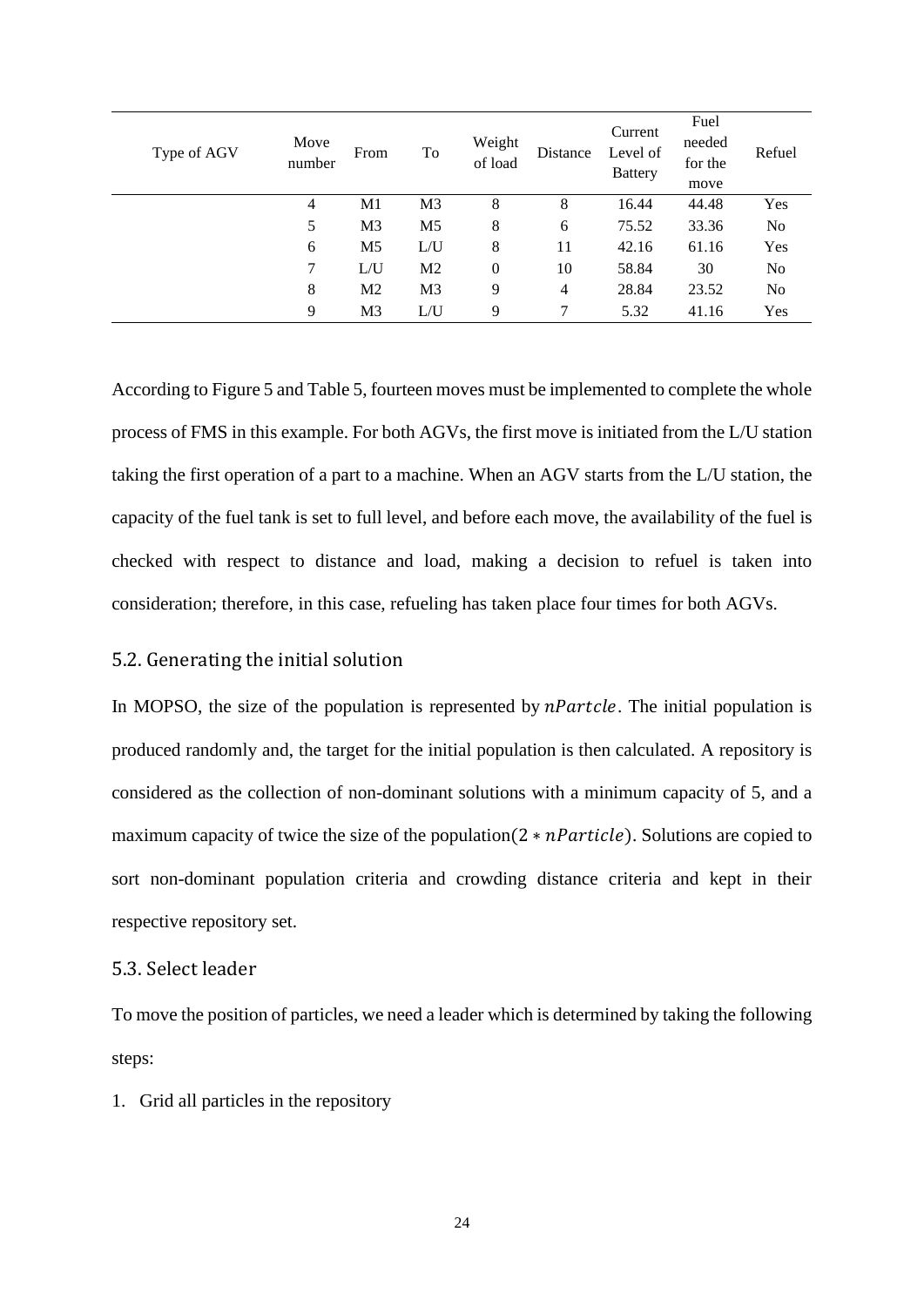| Type of AGV | Move number | From | To | Weight of load | Distance | Current Level of Battery | Fuel needed for the move | Refuel |
|---|---|---|---|---|---|---|---|---|
| | 4 | M1 | M3 | 8 | 8 | 16.44 | 44.48 | Yes |
| | 5 | M3 | M5 | 8 | 6 | 75.52 | 33.36 | No |
| | 6 | M5 | L/U | 8 | 11 | 42.16 | 61.16 | Yes |
| | 7 | L/U | M2 | 0 | 10 | 58.84 | 30 | No |
| | 8 | M2 | M3 | 9 | 4 | 28.84 | 23.52 | No |
| | 9 | M3 | L/U | 9 | 7 | 5.32 | 41.16 | Yes |

According to Figure 5 and Table 5, fourteen moves must be implemented to complete the whole process of FMS in this example. For both AGVs, the first move is initiated from the L/U station taking the first operation of a part to a machine. When an AGV starts from the L/U station, the capacity of the fuel tank is set to full level, and before each move, the availability of the fuel is checked with respect to distance and load, making a decision to refuel is taken into consideration; therefore, in this case, refueling has taken place four times for both AGVs.

## 5.2. Generating the initial solution

In MOPSO, the size of the population is represented by $nPartcle$. The initial population is produced randomly and, the target for the initial population is then calculated. A repository is considered as the collection of non-dominant solutions with a minimum capacity of 5, and a maximum capacity of twice the size of the population$(2 * nParticle)$. Solutions are copied to sort non-dominant population criteria and crowding distance criteria and kept in their respective repository set.

## 5.3. Select leader

To move the position of particles, we need a leader which is determined by taking the following steps:

1. Grid all particles in the repository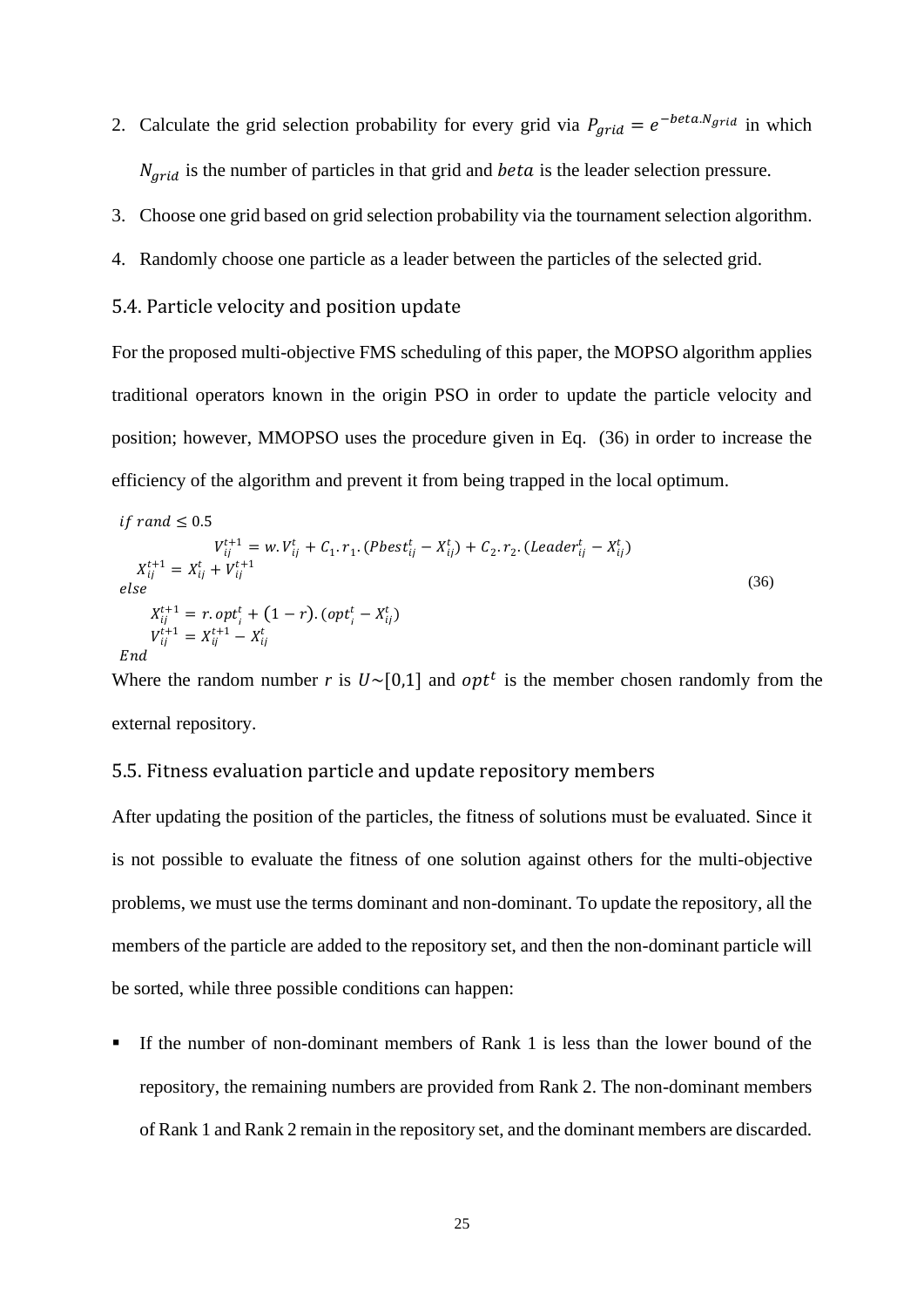2. Calculate the grid selection probability for every grid via $P_{grid} = e^{-beta.N_{grid}}$ in which $N_{grid}$ is the number of particles in that grid and $beta$ is the leader selection pressure.
3. Choose one grid based on grid selection probability via the tournament selection algorithm.
4. Randomly choose one particle as a leader between the particles of the selected grid.

### 5.4. Particle velocity and position update

For the proposed multi-objective FMS scheduling of this paper, the MOPSO algorithm applies traditional operators known in the origin PSO in order to update the particle velocity and position; however, MMOPSO uses the procedure given in Eq. (36) in order to increase the efficiency of the algorithm and prevent it from being trapped in the local optimum.

$$
\begin{aligned}
& if\ rand \leq 0.5 \\
& \qquad V_{ij}^{t+1} = w.V_{ij}^{t} + C_1.r_1.(Pbest_{ij}^{t} - X_{ij}^{t}) + C_2.r_2.(Leader_{ij}^{t} - X_{ij}^{t}) \\
& \quad X_{ij}^{t+1} = X_{ij}^{t} + V_{ij}^{t+1} \\
& else \\
& \quad X_{ij}^{t+1} = r.opt_{i}^{t} + (1-r).(opt_{i}^{t} - X_{ij}^{t}) \\
& \quad V_{ij}^{t+1} = X_{ij}^{t+1} - X_{ij}^{t} \\
& End
\end{aligned}
\tag{36}
$$

Where the random number $r$ is $U{\sim}[0,1]$ and $opt^t$ is the member chosen randomly from the external repository.

### 5.5. Fitness evaluation particle and update repository members

After updating the position of the particles, the fitness of solutions must be evaluated. Since it is not possible to evaluate the fitness of one solution against others for the multi-objective problems, we must use the terms dominant and non-dominant. To update the repository, all the members of the particle are added to the repository set, and then the non-dominant particle will be sorted, while three possible conditions can happen:

- If the number of non-dominant members of Rank 1 is less than the lower bound of the repository, the remaining numbers are provided from Rank 2. The non-dominant members of Rank 1 and Rank 2 remain in the repository set, and the dominant members are discarded.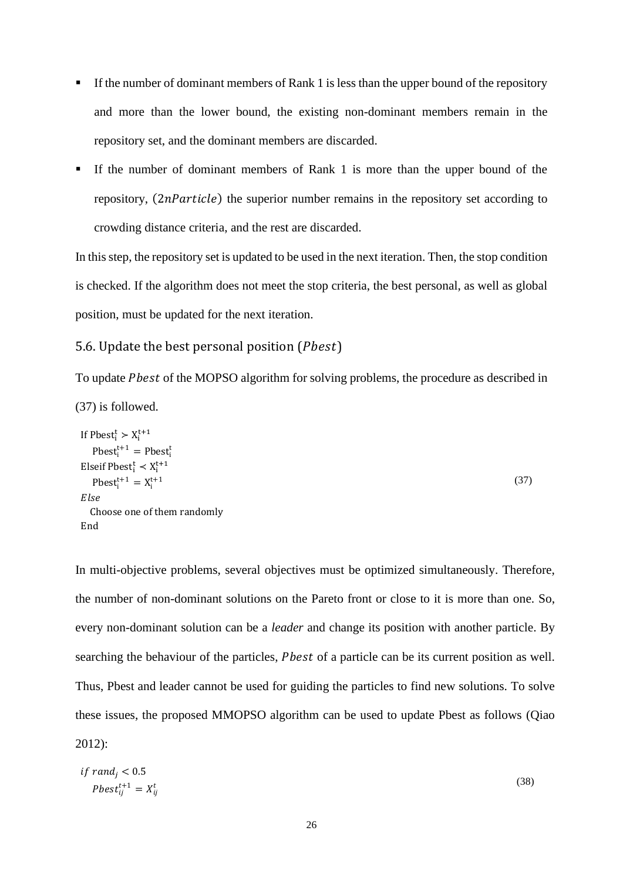- If the number of dominant members of Rank 1 is less than the upper bound of the repository and more than the lower bound, the existing non-dominant members remain in the repository set, and the dominant members are discarded.
- If the number of dominant members of Rank 1 is more than the upper bound of the repository, $(2nParticle)$ the superior number remains in the repository set according to crowding distance criteria, and the rest are discarded.

In this step, the repository set is updated to be used in the next iteration. Then, the stop condition is checked. If the algorithm does not meet the stop criteria, the best personal, as well as global position, must be updated for the next iteration.

### 5.6. Update the best personal position ($Pbest$)

To update $Pbest$ of the MOPSO algorithm for solving problems, the procedure as described in (37) is followed.

$$
\begin{array}{l}
\text{If } \mathrm{Pbest}_i^t \succ \mathrm{X}_i^{t+1} \\
\quad \mathrm{Pbest}_i^{t+1} = \mathrm{Pbest}_i^t \\
\text{Elseif } \mathrm{Pbest}_i^t \prec \mathrm{X}_i^{t+1} \\
\quad \mathrm{Pbest}_i^{t+1} = \mathrm{X}_i^{t+1} \\
\mathit{Else} \\
\quad \text{Choose one of them randomly} \\
\text{End}
\end{array}
\tag{37}
$$

In multi-objective problems, several objectives must be optimized simultaneously. Therefore, the number of non-dominant solutions on the Pareto front or close to it is more than one. So, every non-dominant solution can be a *leader* and change its position with another particle. By searching the behaviour of the particles, $Pbest$ of a particle can be its current position as well. Thus, Pbest and leader cannot be used for guiding the particles to find new solutions. To solve these issues, the proposed MMOPSO algorithm can be used to update Pbest as follows (Qiao 2012):

$$
\begin{array}{l}
if\ rand_j < 0.5 \\
\quad Pbest_{ij}^{t+1} = X_{ij}^{t}
\end{array}
\tag{38}
$$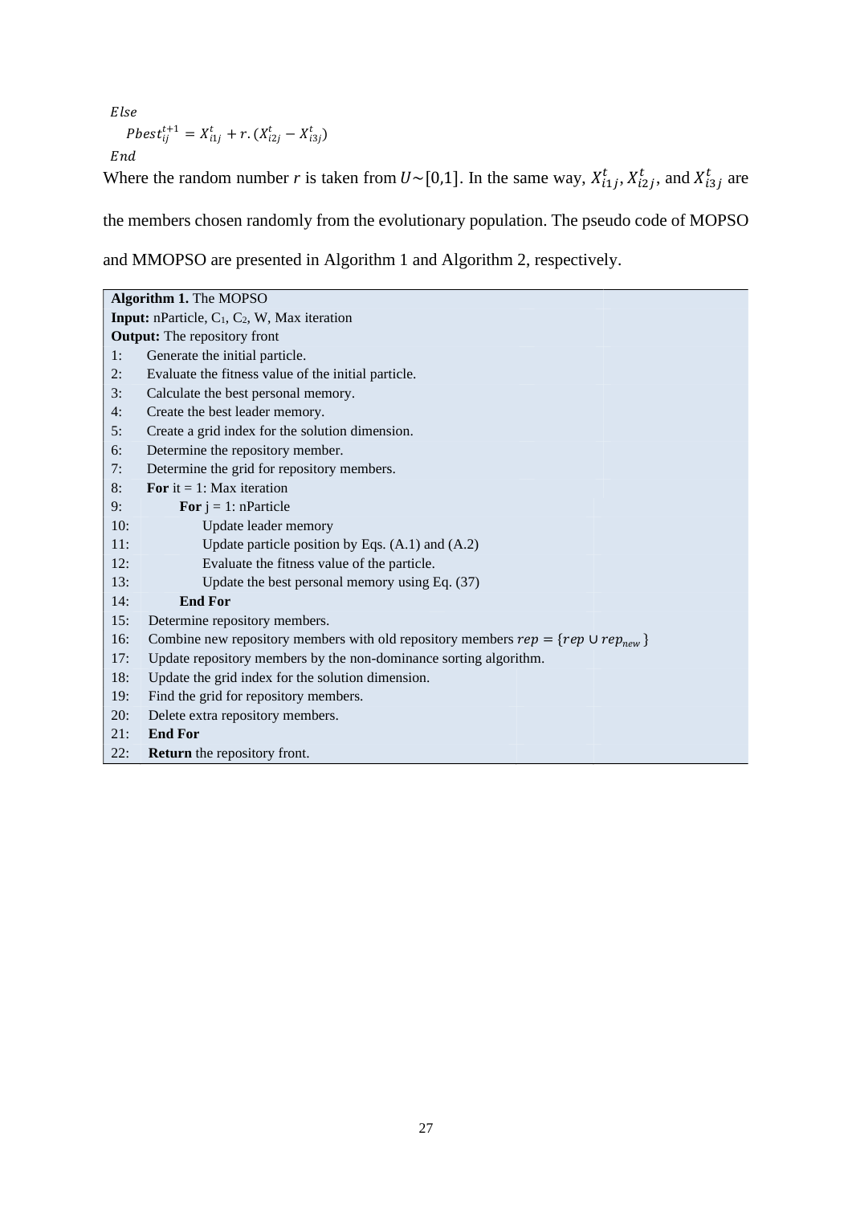$Else$

$$Pbest_{ij}^{t+1} = X_{i1j}^{t} + r.(X_{i2j}^{t} - X_{i3j}^{t})$$

$End$

Where the random number $r$ is taken from $U\sim[0,1]$. In the same way, $X_{i1j}^{t}$, $X_{i2j}^{t}$, and $X_{i3j}^{t}$ are the members chosen randomly from the evolutionary population. The pseudo code of MOPSO and MMOPSO are presented in Algorithm 1 and Algorithm 2, respectively.

**Algorithm 1.** The MOPSO

**Input:** nParticle, $C_1$, $C_2$, W, Max iteration

**Output:** The repository front

```
1:   Generate the initial particle.
2:   Evaluate the fitness value of the initial particle.
3:   Calculate the best personal memory.
4:   Create the best leader memory.
5:   Create a grid index for the solution dimension.
6:   Determine the repository member.
7:   Determine the grid for repository members.
8:   For it = 1: Max iteration
9:       For j = 1: nParticle
10:          Update leader memory
11:          Update particle position by Eqs. (A.1) and (A.2)
12:          Evaluate the fitness value of the particle.
13:          Update the best personal memory using Eq. (37)
14:      End For
15:  Determine repository members.
16:  Combine new repository members with old repository members rep = {rep ∪ rep_new}
17:  Update repository members by the non-dominance sorting algorithm.
18:  Update the grid index for the solution dimension.
19:  Find the grid for repository members.
20:  Delete extra repository members.
21:  End For
22:  Return the repository front.
```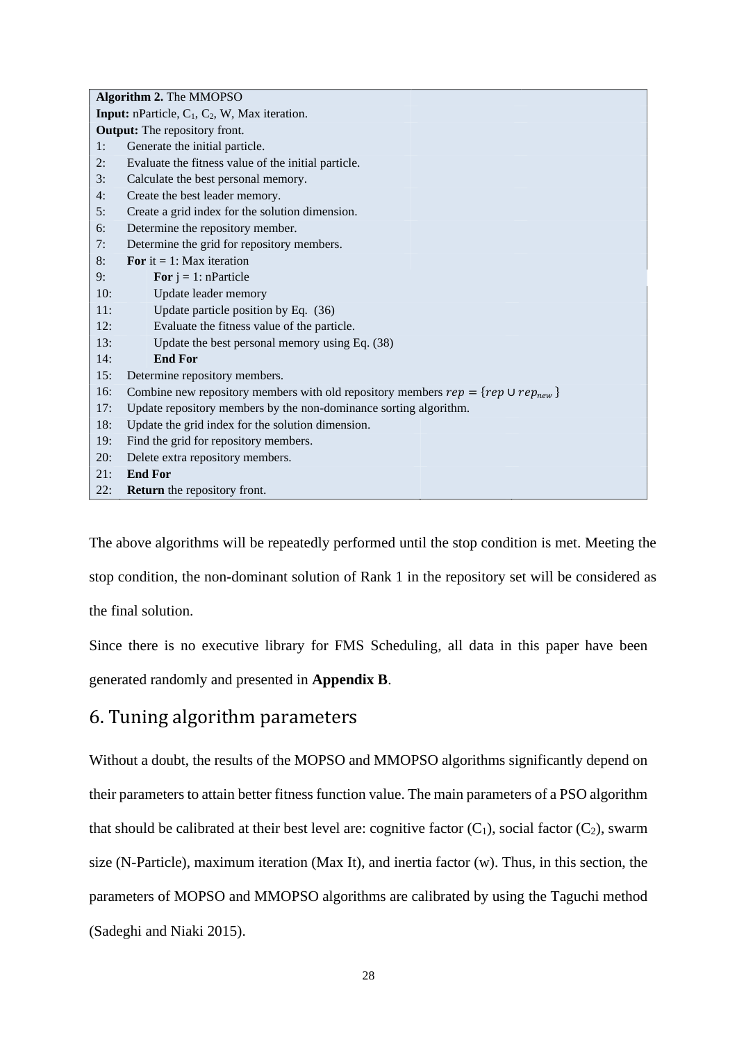| **Algorithm 2.** The MMOPSO | |
|---|---|
| **Input:** nParticle, $C_1$, $C_2$, W, Max iteration. | |
| **Output:** The repository front. | |
| 1: | Generate the initial particle. |
| 2: | Evaluate the fitness value of the initial particle. |
| 3: | Calculate the best personal memory. |
| 4: | Create the best leader memory. |
| 5: | Create a grid index for the solution dimension. |
| 6: | Determine the repository member. |
| 7: | Determine the grid for repository members. |
| 8: | **For** it = 1: Max iteration |
| 9: | &nbsp;&nbsp;&nbsp;&nbsp;**For** j = 1: nParticle |
| 10: | &nbsp;&nbsp;&nbsp;&nbsp;Update leader memory |
| 11: | &nbsp;&nbsp;&nbsp;&nbsp;Update particle position by Eq. (36) |
| 12: | &nbsp;&nbsp;&nbsp;&nbsp;Evaluate the fitness value of the particle. |
| 13: | &nbsp;&nbsp;&nbsp;&nbsp;Update the best personal memory using Eq. (38) |
| 14: | &nbsp;&nbsp;&nbsp;&nbsp;**End For** |
| 15: | Determine repository members. |
| 16: | Combine new repository members with old repository members $rep = \{rep \cup rep_{new}\}$ |
| 17: | Update repository members by the non-dominance sorting algorithm. |
| 18: | Update the grid index for the solution dimension. |
| 19: | Find the grid for repository members. |
| 20: | Delete extra repository members. |
| 21: | **End For** |
| 22: | **Return** the repository front. |

The above algorithms will be repeatedly performed until the stop condition is met. Meeting the stop condition, the non-dominant solution of Rank 1 in the repository set will be considered as the final solution.

Since there is no executive library for FMS Scheduling, all data in this paper have been generated randomly and presented in **Appendix B**.

# 6. Tuning algorithm parameters

Without a doubt, the results of the MOPSO and MMOPSO algorithms significantly depend on their parameters to attain better fitness function value. The main parameters of a PSO algorithm that should be calibrated at their best level are: cognitive factor ($C_1$), social factor ($C_2$), swarm size (N-Particle), maximum iteration (Max It), and inertia factor (w). Thus, in this section, the parameters of MOPSO and MMOPSO algorithms are calibrated by using the Taguchi method (Sadeghi and Niaki 2015).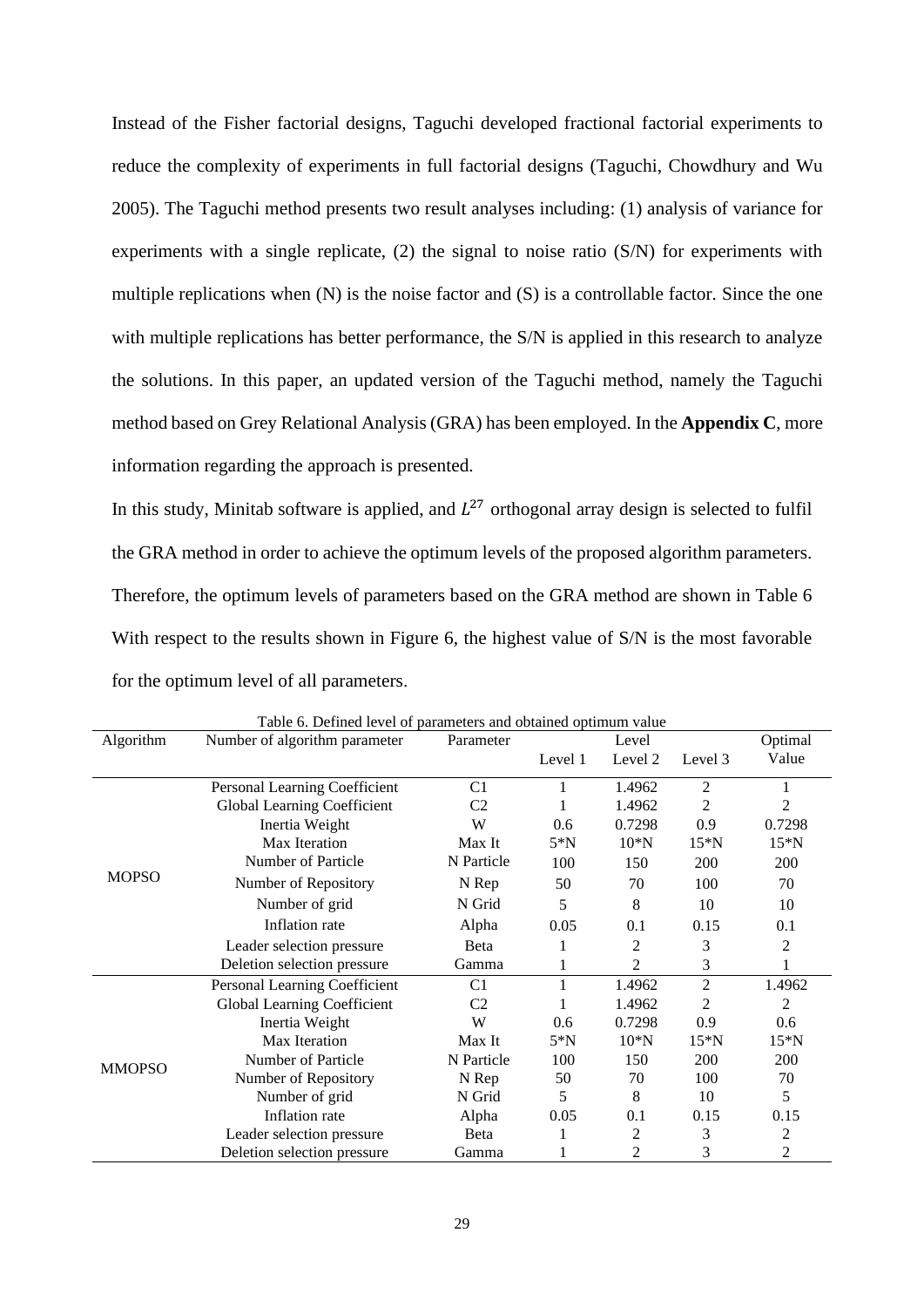Instead of the Fisher factorial designs, Taguchi developed fractional factorial experiments to reduce the complexity of experiments in full factorial designs (Taguchi, Chowdhury and Wu 2005). The Taguchi method presents two result analyses including: (1) analysis of variance for experiments with a single replicate, (2) the signal to noise ratio (S/N) for experiments with multiple replications when (N) is the noise factor and (S) is a controllable factor. Since the one with multiple replications has better performance, the S/N is applied in this research to analyze the solutions. In this paper, an updated version of the Taguchi method, namely the Taguchi method based on Grey Relational Analysis (GRA) has been employed. In the **Appendix C**, more information regarding the approach is presented.

In this study, Minitab software is applied, and $L^{27}$ orthogonal array design is selected to fulfil the GRA method in order to achieve the optimum levels of the proposed algorithm parameters. Therefore, the optimum levels of parameters based on the GRA method are shown in Table 6 With respect to the results shown in Figure 6, the highest value of S/N is the most favorable for the optimum level of all parameters.

Table 6. Defined level of parameters and obtained optimum value

| Algorithm | Number of algorithm parameter | Parameter | Level 1 | Level 2 | Level 3 | Optimal Value |
|---|---|---|---|---|---|---|
| MOPSO | Personal Learning Coefficient | C1 | 1 | 1.4962 | 2 | 1 |
| | Global Learning Coefficient | C2 | 1 | 1.4962 | 2 | 2 |
| | Inertia Weight | W | 0.6 | 0.7298 | 0.9 | 0.7298 |
| | Max Iteration | Max It | 5*N | 10*N | 15*N | 15*N |
| | Number of Particle | N Particle | 100 | 150 | 200 | 200 |
| | Number of Repository | N Rep | 50 | 70 | 100 | 70 |
| | Number of grid | N Grid | 5 | 8 | 10 | 10 |
| | Inflation rate | Alpha | 0.05 | 0.1 | 0.15 | 0.1 |
| | Leader selection pressure | Beta | 1 | 2 | 3 | 2 |
| | Deletion selection pressure | Gamma | 1 | 2 | 3 | 1 |
| MMOPSO | Personal Learning Coefficient | C1 | 1 | 1.4962 | 2 | 1.4962 |
| | Global Learning Coefficient | C2 | 1 | 1.4962 | 2 | 2 |
| | Inertia Weight | W | 0.6 | 0.7298 | 0.9 | 0.6 |
| | Max Iteration | Max It | 5*N | 10*N | 15*N | 15*N |
| | Number of Particle | N Particle | 100 | 150 | 200 | 200 |
| | Number of Repository | N Rep | 50 | 70 | 100 | 70 |
| | Number of grid | N Grid | 5 | 8 | 10 | 5 |
| | Inflation rate | Alpha | 0.05 | 0.1 | 0.15 | 0.15 |
| | Leader selection pressure | Beta | 1 | 2 | 3 | 2 |
| | Deletion selection pressure | Gamma | 1 | 2 | 3 | 2 |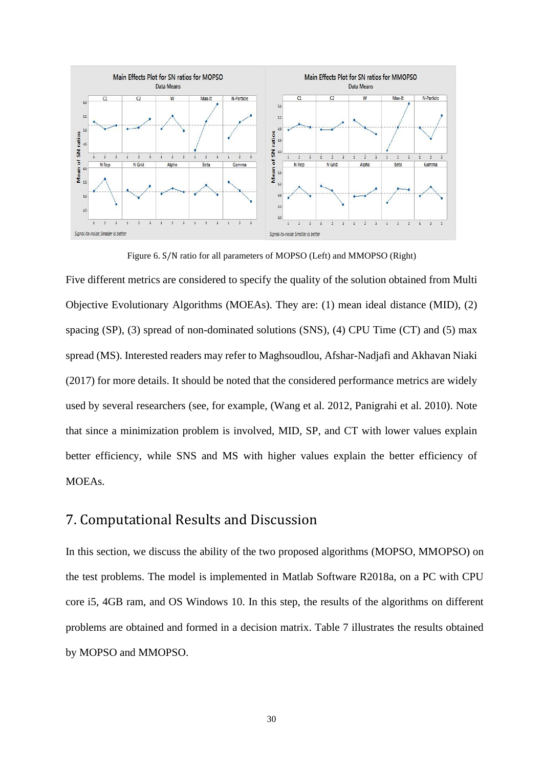Figure 6. S/N ratio for all parameters of MOPSO (Left) and MMOPSO (Right)

Five different metrics are considered to specify the quality of the solution obtained from Multi Objective Evolutionary Algorithms (MOEAs). They are: (1) mean ideal distance (MID), (2) spacing (SP), (3) spread of non-dominated solutions (SNS), (4) CPU Time (CT) and (5) max spread (MS). Interested readers may refer to Maghsoudlou, Afshar-Nadjafi and Akhavan Niaki (2017) for more details. It should be noted that the considered performance metrics are widely used by several researchers (see, for example, (Wang et al. 2012, Panigrahi et al. 2010). Note that since a minimization problem is involved, MID, SP, and CT with lower values explain better efficiency, while SNS and MS with higher values explain the better efficiency of MOEAs.

# 7. Computational Results and Discussion

In this section, we discuss the ability of the two proposed algorithms (MOPSO, MMOPSO) on the test problems. The model is implemented in Matlab Software R2018a, on a PC with CPU core i5, 4GB ram, and OS Windows 10. In this step, the results of the algorithms on different problems are obtained and formed in a decision matrix. Table 7 illustrates the results obtained by MOPSO and MMOPSO.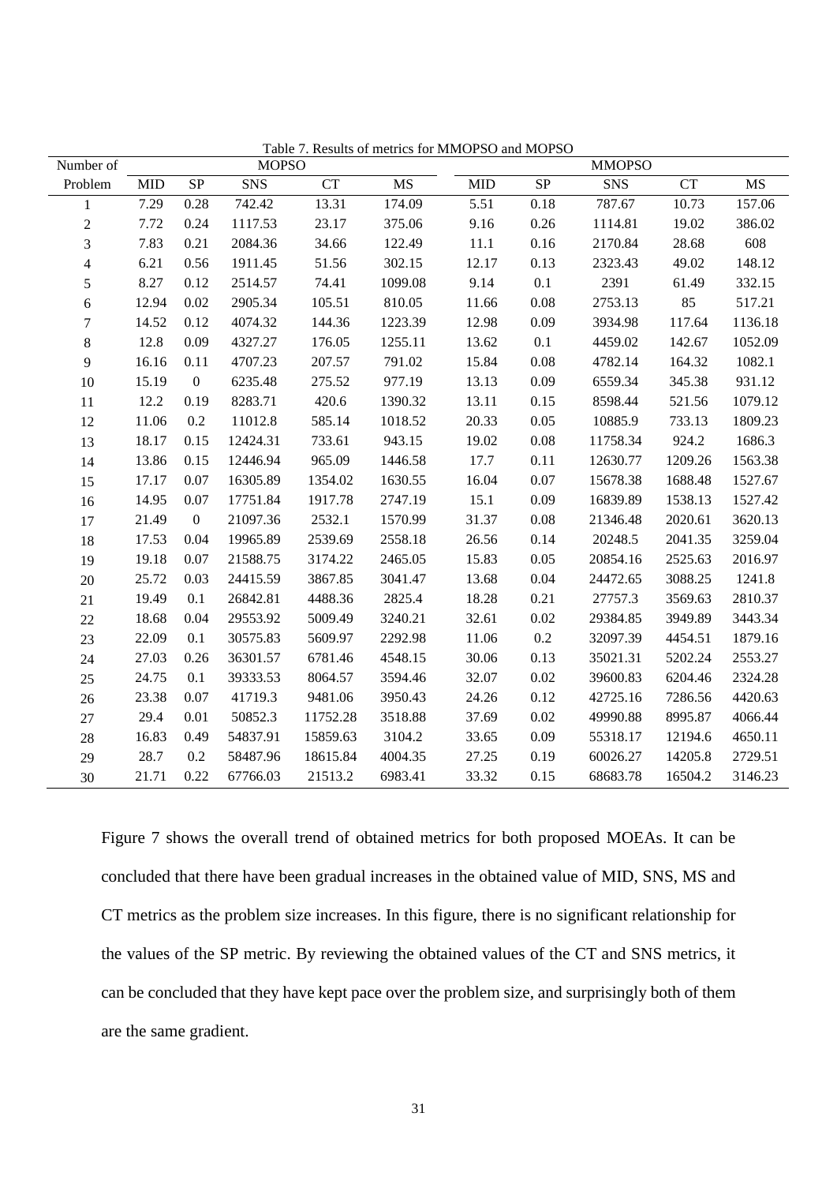Table 7. Results of metrics for MMOPSO and MOPSO

| Number of | MOPSO | | | | | MMOPSO | | | | |
|---|---|---|---|---|---|---|---|---|---|---|
| Problem | MID | SP | SNS | CT | MS | MID | SP | SNS | CT | MS |
| 1 | 7.29 | 0.28 | 742.42 | 13.31 | 174.09 | 5.51 | 0.18 | 787.67 | 10.73 | 157.06 |
| 2 | 7.72 | 0.24 | 1117.53 | 23.17 | 375.06 | 9.16 | 0.26 | 1114.81 | 19.02 | 386.02 |
| 3 | 7.83 | 0.21 | 2084.36 | 34.66 | 122.49 | 11.1 | 0.16 | 2170.84 | 28.68 | 608 |
| 4 | 6.21 | 0.56 | 1911.45 | 51.56 | 302.15 | 12.17 | 0.13 | 2323.43 | 49.02 | 148.12 |
| 5 | 8.27 | 0.12 | 2514.57 | 74.41 | 1099.08 | 9.14 | 0.1 | 2391 | 61.49 | 332.15 |
| 6 | 12.94 | 0.02 | 2905.34 | 105.51 | 810.05 | 11.66 | 0.08 | 2753.13 | 85 | 517.21 |
| 7 | 14.52 | 0.12 | 4074.32 | 144.36 | 1223.39 | 12.98 | 0.09 | 3934.98 | 117.64 | 1136.18 |
| 8 | 12.8 | 0.09 | 4327.27 | 176.05 | 1255.11 | 13.62 | 0.1 | 4459.02 | 142.67 | 1052.09 |
| 9 | 16.16 | 0.11 | 4707.23 | 207.57 | 791.02 | 15.84 | 0.08 | 4782.14 | 164.32 | 1082.1 |
| 10 | 15.19 | 0 | 6235.48 | 275.52 | 977.19 | 13.13 | 0.09 | 6559.34 | 345.38 | 931.12 |
| 11 | 12.2 | 0.19 | 8283.71 | 420.6 | 1390.32 | 13.11 | 0.15 | 8598.44 | 521.56 | 1079.12 |
| 12 | 11.06 | 0.2 | 11012.8 | 585.14 | 1018.52 | 20.33 | 0.05 | 10885.9 | 733.13 | 1809.23 |
| 13 | 18.17 | 0.15 | 12424.31 | 733.61 | 943.15 | 19.02 | 0.08 | 11758.34 | 924.2 | 1686.3 |
| 14 | 13.86 | 0.15 | 12446.94 | 965.09 | 1446.58 | 17.7 | 0.11 | 12630.77 | 1209.26 | 1563.38 |
| 15 | 17.17 | 0.07 | 16305.89 | 1354.02 | 1630.55 | 16.04 | 0.07 | 15678.38 | 1688.48 | 1527.67 |
| 16 | 14.95 | 0.07 | 17751.84 | 1917.78 | 2747.19 | 15.1 | 0.09 | 16839.89 | 1538.13 | 1527.42 |
| 17 | 21.49 | 0 | 21097.36 | 2532.1 | 1570.99 | 31.37 | 0.08 | 21346.48 | 2020.61 | 3620.13 |
| 18 | 17.53 | 0.04 | 19965.89 | 2539.69 | 2558.18 | 26.56 | 0.14 | 20248.5 | 2041.35 | 3259.04 |
| 19 | 19.18 | 0.07 | 21588.75 | 3174.22 | 2465.05 | 15.83 | 0.05 | 20854.16 | 2525.63 | 2016.97 |
| 20 | 25.72 | 0.03 | 24415.59 | 3867.85 | 3041.47 | 13.68 | 0.04 | 24472.65 | 3088.25 | 1241.8 |
| 21 | 19.49 | 0.1 | 26842.81 | 4488.36 | 2825.4 | 18.28 | 0.21 | 27757.3 | 3569.63 | 2810.37 |
| 22 | 18.68 | 0.04 | 29553.92 | 5009.49 | 3240.21 | 32.61 | 0.02 | 29384.85 | 3949.89 | 3443.34 |
| 23 | 22.09 | 0.1 | 30575.83 | 5609.97 | 2292.98 | 11.06 | 0.2 | 32097.39 | 4454.51 | 1879.16 |
| 24 | 27.03 | 0.26 | 36301.57 | 6781.46 | 4548.15 | 30.06 | 0.13 | 35021.31 | 5202.24 | 2553.27 |
| 25 | 24.75 | 0.1 | 39333.53 | 8064.57 | 3594.46 | 32.07 | 0.02 | 39600.83 | 6204.46 | 2324.28 |
| 26 | 23.38 | 0.07 | 41719.3 | 9481.06 | 3950.43 | 24.26 | 0.12 | 42725.16 | 7286.56 | 4420.63 |
| 27 | 29.4 | 0.01 | 50852.3 | 11752.28 | 3518.88 | 37.69 | 0.02 | 49990.88 | 8995.87 | 4066.44 |
| 28 | 16.83 | 0.49 | 54837.91 | 15859.63 | 3104.2 | 33.65 | 0.09 | 55318.17 | 12194.6 | 4650.11 |
| 29 | 28.7 | 0.2 | 58487.96 | 18615.84 | 4004.35 | 27.25 | 0.19 | 60026.27 | 14205.8 | 2729.51 |
| 30 | 21.71 | 0.22 | 67766.03 | 21513.2 | 6983.41 | 33.32 | 0.15 | 68683.78 | 16504.2 | 3146.23 |

Figure 7 shows the overall trend of obtained metrics for both proposed MOEAs. It can be concluded that there have been gradual increases in the obtained value of MID, SNS, MS and CT metrics as the problem size increases. In this figure, there is no significant relationship for the values of the SP metric. By reviewing the obtained values of the CT and SNS metrics, it can be concluded that they have kept pace over the problem size, and surprisingly both of them are the same gradient.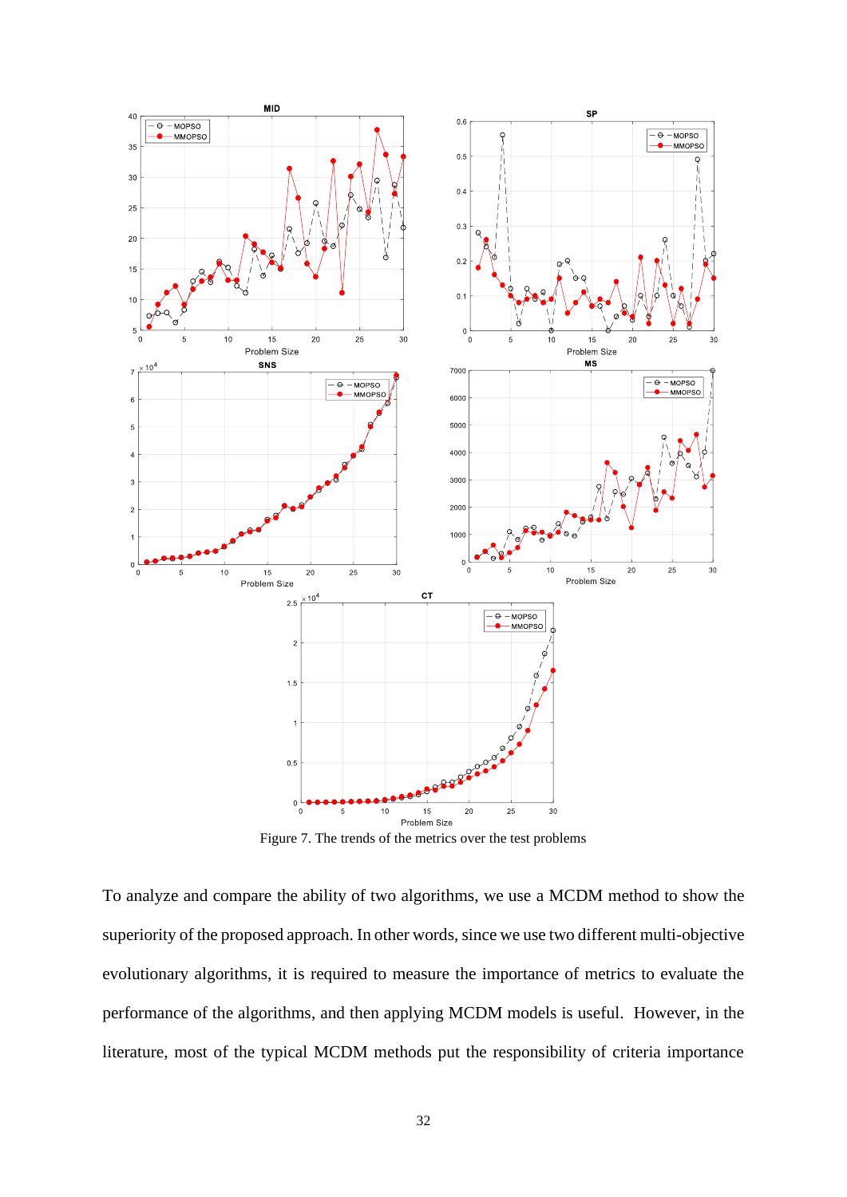Figure 7. The trends of the metrics over the test problems

To analyze and compare the ability of two algorithms, we use a MCDM method to show the superiority of the proposed approach. In other words, since we use two different multi-objective evolutionary algorithms, it is required to measure the importance of metrics to evaluate the performance of the algorithms, and then applying MCDM models is useful. However, in the literature, most of the typical MCDM methods put the responsibility of criteria importance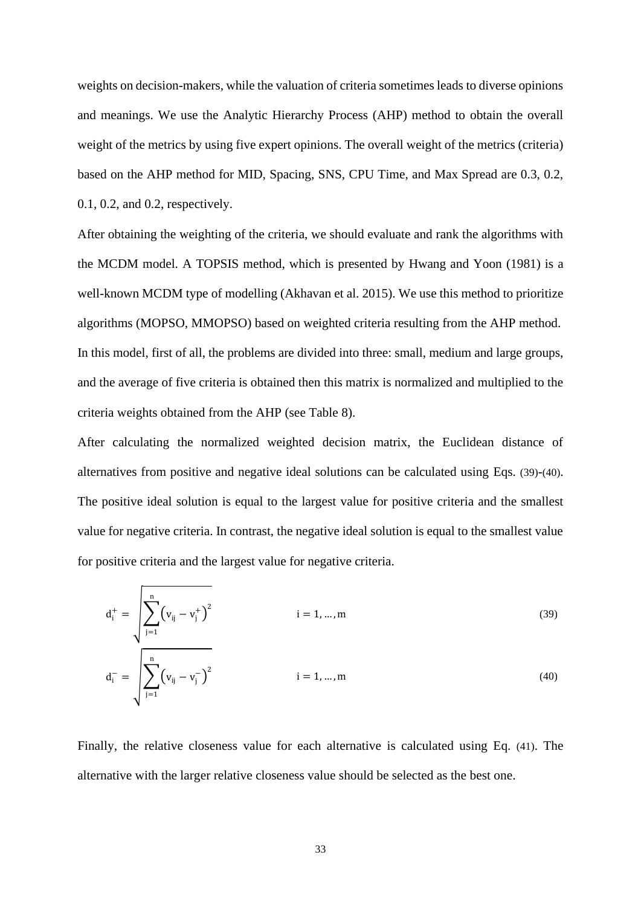weights on decision-makers, while the valuation of criteria sometimes leads to diverse opinions and meanings. We use the Analytic Hierarchy Process (AHP) method to obtain the overall weight of the metrics by using five expert opinions. The overall weight of the metrics (criteria) based on the AHP method for MID, Spacing, SNS, CPU Time, and Max Spread are 0.3, 0.2, 0.1, 0.2, and 0.2, respectively.

After obtaining the weighting of the criteria, we should evaluate and rank the algorithms with the MCDM model. A TOPSIS method, which is presented by Hwang and Yoon (1981) is a well-known MCDM type of modelling (Akhavan et al. 2015). We use this method to prioritize algorithms (MOPSO, MMOPSO) based on weighted criteria resulting from the AHP method.

In this model, first of all, the problems are divided into three: small, medium and large groups, and the average of five criteria is obtained then this matrix is normalized and multiplied to the criteria weights obtained from the AHP (see Table 8).

After calculating the normalized weighted decision matrix, the Euclidean distance of alternatives from positive and negative ideal solutions can be calculated using Eqs. (39)-(40). The positive ideal solution is equal to the largest value for positive criteria and the smallest value for negative criteria. In contrast, the negative ideal solution is equal to the smallest value for positive criteria and the largest value for negative criteria.

$$d_i^+ = \sqrt{\sum_{j=1}^{n} \left(v_{ij} - v_j^+\right)^2} \qquad i = 1, \dots, m \tag{39}$$

$$d_i^- = \sqrt{\sum_{j=1}^{n} \left(v_{ij} - v_j^-\right)^2} \qquad i = 1, \dots, m \tag{40}$$

Finally, the relative closeness value for each alternative is calculated using Eq. (41). The alternative with the larger relative closeness value should be selected as the best one.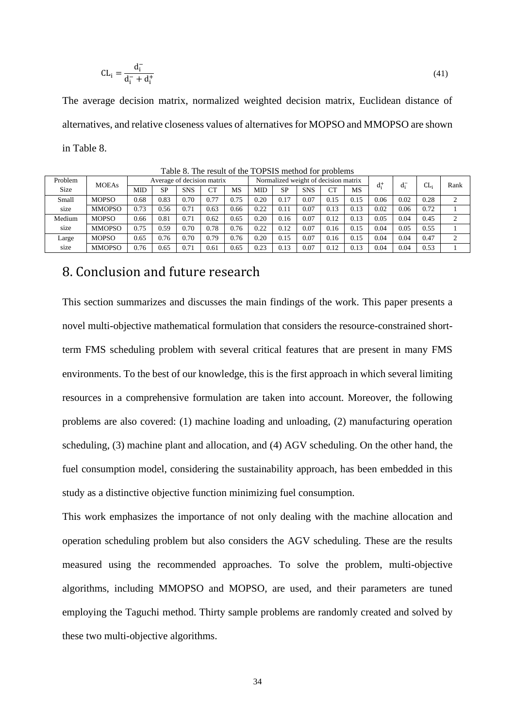$$\mathrm{CL_i} = \frac{\mathrm{d_i^-}}{\mathrm{d_i^-} + \mathrm{d_i^+}} \tag{41}$$

The average decision matrix, normalized weighted decision matrix, Euclidean distance of alternatives, and relative closeness values of alternatives for MOPSO and MMOPSO are shown in Table 8.

Table 8. The result of the TOPSIS method for problems

| Problem Size | MOEAs | Average of decision matrix | | | | | Normalized weight of decision matrix | | | | | $d_i^+$ | $d_i^-$ | $CL_i$ | Rank |
|---|---|---|---|---|---|---|---|---|---|---|---|---|---|---|---|
| | | MID | SP | SNS | CT | MS | MID | SP | SNS | CT | MS | | | | |
| Small size | MOPSO | 0.68 | 0.83 | 0.70 | 0.77 | 0.75 | 0.20 | 0.17 | 0.07 | 0.15 | 0.15 | 0.06 | 0.02 | 0.28 | 2 |
| | MMOPSO | 0.73 | 0.56 | 0.71 | 0.63 | 0.66 | 0.22 | 0.11 | 0.07 | 0.13 | 0.13 | 0.02 | 0.06 | 0.72 | 1 |
| Medium size | MOPSO | 0.66 | 0.81 | 0.71 | 0.62 | 0.65 | 0.20 | 0.16 | 0.07 | 0.12 | 0.13 | 0.05 | 0.04 | 0.45 | 2 |
| | MMOPSO | 0.75 | 0.59 | 0.70 | 0.78 | 0.76 | 0.22 | 0.12 | 0.07 | 0.16 | 0.15 | 0.04 | 0.05 | 0.55 | 1 |
| Large size | MOPSO | 0.65 | 0.76 | 0.70 | 0.79 | 0.76 | 0.20 | 0.15 | 0.07 | 0.16 | 0.15 | 0.04 | 0.04 | 0.47 | 2 |
| | MMOPSO | 0.76 | 0.65 | 0.71 | 0.61 | 0.65 | 0.23 | 0.13 | 0.07 | 0.12 | 0.13 | 0.04 | 0.04 | 0.53 | 1 |

# 8. Conclusion and future research

This section summarizes and discusses the main findings of the work. This paper presents a novel multi-objective mathematical formulation that considers the resource-constrained short-term FMS scheduling problem with several critical features that are present in many FMS environments. To the best of our knowledge, this is the first approach in which several limiting resources in a comprehensive formulation are taken into account. Moreover, the following problems are also covered: (1) machine loading and unloading, (2) manufacturing operation scheduling, (3) machine plant and allocation, and (4) AGV scheduling. On the other hand, the fuel consumption model, considering the sustainability approach, has been embedded in this study as a distinctive objective function minimizing fuel consumption.

This work emphasizes the importance of not only dealing with the machine allocation and operation scheduling problem but also considers the AGV scheduling. These are the results measured using the recommended approaches. To solve the problem, multi-objective algorithms, including MMOPSO and MOPSO, are used, and their parameters are tuned employing the Taguchi method. Thirty sample problems are randomly created and solved by these two multi-objective algorithms.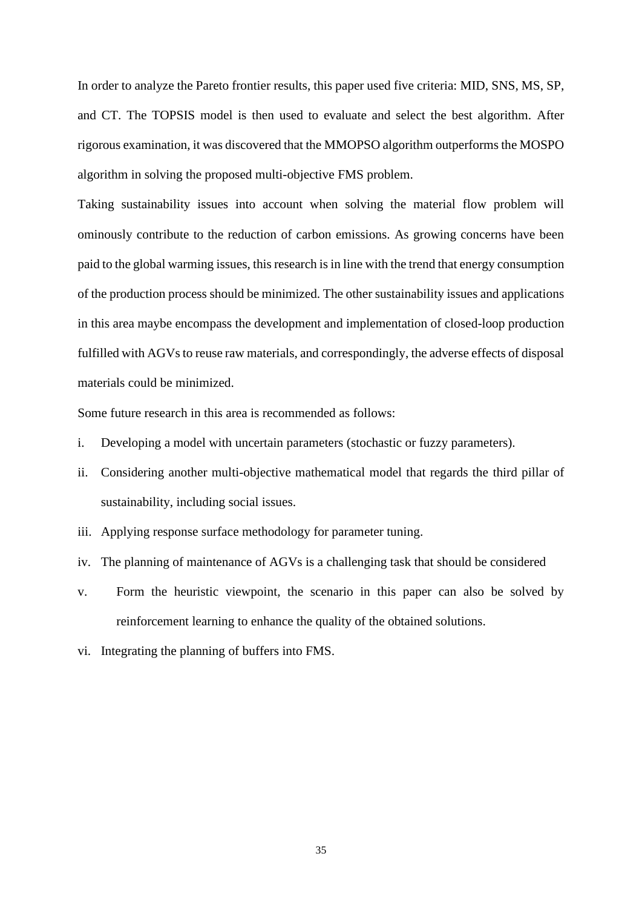In order to analyze the Pareto frontier results, this paper used five criteria: MID, SNS, MS, SP, and CT. The TOPSIS model is then used to evaluate and select the best algorithm. After rigorous examination, it was discovered that the MMOPSO algorithm outperforms the MOSPO algorithm in solving the proposed multi-objective FMS problem.

Taking sustainability issues into account when solving the material flow problem will ominously contribute to the reduction of carbon emissions. As growing concerns have been paid to the global warming issues, this research is in line with the trend that energy consumption of the production process should be minimized. The other sustainability issues and applications in this area maybe encompass the development and implementation of closed-loop production fulfilled with AGVs to reuse raw materials, and correspondingly, the adverse effects of disposal materials could be minimized.

Some future research in this area is recommended as follows:

i. Developing a model with uncertain parameters (stochastic or fuzzy parameters).

ii. Considering another multi-objective mathematical model that regards the third pillar of sustainability, including social issues.

iii. Applying response surface methodology for parameter tuning.

iv. The planning of maintenance of AGVs is a challenging task that should be considered

v. Form the heuristic viewpoint, the scenario in this paper can also be solved by reinforcement learning to enhance the quality of the obtained solutions.

vi. Integrating the planning of buffers into FMS.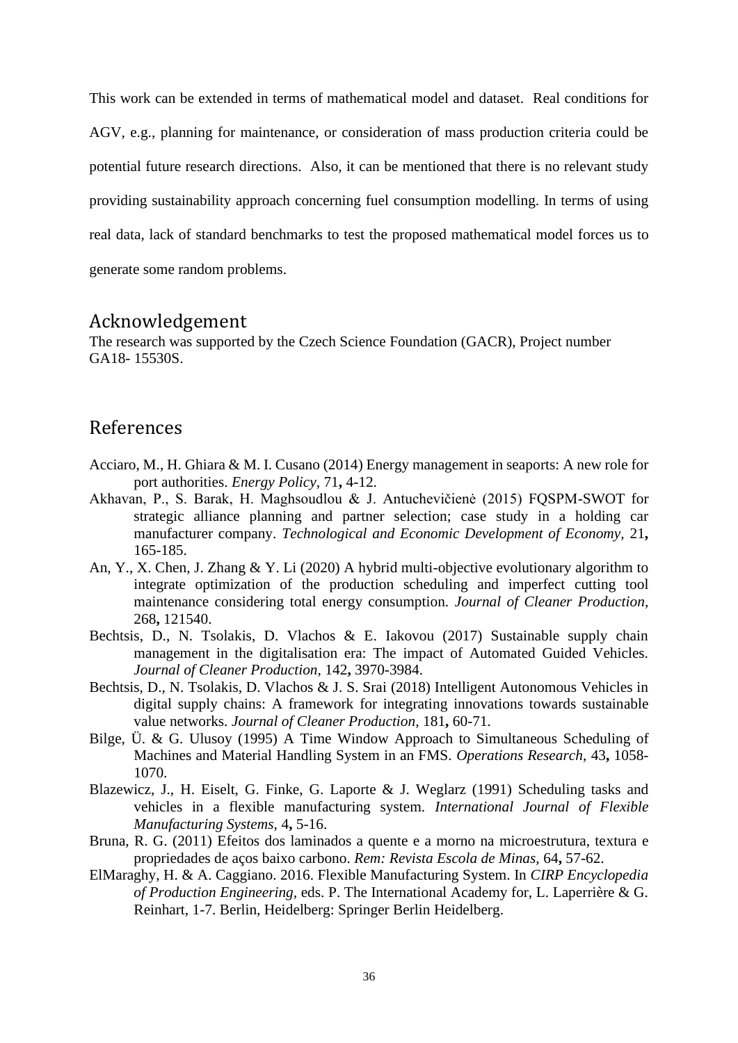This work can be extended in terms of mathematical model and dataset. Real conditions for AGV, e.g., planning for maintenance, or consideration of mass production criteria could be potential future research directions. Also, it can be mentioned that there is no relevant study providing sustainability approach concerning fuel consumption modelling. In terms of using real data, lack of standard benchmarks to test the proposed mathematical model forces us to generate some random problems.

## Acknowledgement

The research was supported by the Czech Science Foundation (GACR), Project number GA18- 15530S.

## References

Acciaro, M., H. Ghiara & M. I. Cusano (2014) Energy management in seaports: A new role for port authorities. *Energy Policy,* 71**,** 4-12.

Akhavan, P., S. Barak, H. Maghsoudlou & J. Antuchevičienė (2015) FQSPM-SWOT for strategic alliance planning and partner selection; case study in a holding car manufacturer company. *Technological and Economic Development of Economy,* 21**,** 165-185.

An, Y., X. Chen, J. Zhang & Y. Li (2020) A hybrid multi-objective evolutionary algorithm to integrate optimization of the production scheduling and imperfect cutting tool maintenance considering total energy consumption. *Journal of Cleaner Production,* 268**,** 121540.

Bechtsis, D., N. Tsolakis, D. Vlachos & E. Iakovou (2017) Sustainable supply chain management in the digitalisation era: The impact of Automated Guided Vehicles. *Journal of Cleaner Production,* 142**,** 3970-3984.

Bechtsis, D., N. Tsolakis, D. Vlachos & J. S. Srai (2018) Intelligent Autonomous Vehicles in digital supply chains: A framework for integrating innovations towards sustainable value networks. *Journal of Cleaner Production,* 181**,** 60-71.

Bilge, Ü. & G. Ulusoy (1995) A Time Window Approach to Simultaneous Scheduling of Machines and Material Handling System in an FMS. *Operations Research,* 43**,** 1058-1070.

Blazewicz, J., H. Eiselt, G. Finke, G. Laporte & J. Weglarz (1991) Scheduling tasks and vehicles in a flexible manufacturing system. *International Journal of Flexible Manufacturing Systems,* 4**,** 5-16.

Bruna, R. G. (2011) Efeitos dos laminados a quente e a morno na microestrutura, textura e propriedades de aços baixo carbono. *Rem: Revista Escola de Minas,* 64**,** 57-62.

ElMaraghy, H. & A. Caggiano. 2016. Flexible Manufacturing System. In *CIRP Encyclopedia of Production Engineering*, eds. P. The International Academy for, L. Laperrière & G. Reinhart, 1-7. Berlin, Heidelberg: Springer Berlin Heidelberg.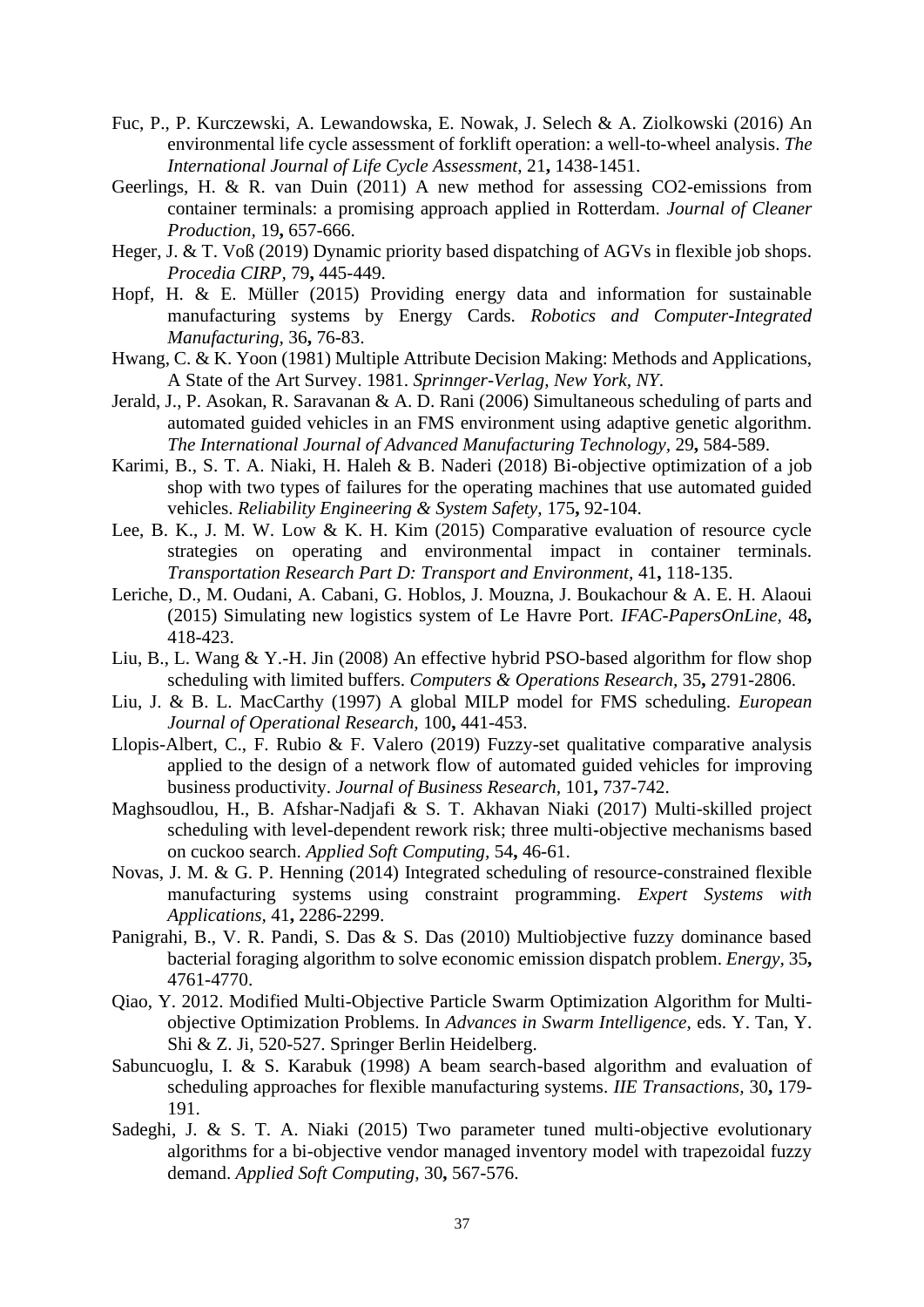Fuc, P., P. Kurczewski, A. Lewandowska, E. Nowak, J. Selech & A. Ziolkowski (2016) An environmental life cycle assessment of forklift operation: a well-to-wheel analysis. *The International Journal of Life Cycle Assessment,* 21**,** 1438-1451.

Geerlings, H. & R. van Duin (2011) A new method for assessing CO2-emissions from container terminals: a promising approach applied in Rotterdam. *Journal of Cleaner Production,* 19**,** 657-666.

Heger, J. & T. Voß (2019) Dynamic priority based dispatching of AGVs in flexible job shops. *Procedia CIRP,* 79**,** 445-449.

Hopf, H. & E. Müller (2015) Providing energy data and information for sustainable manufacturing systems by Energy Cards. *Robotics and Computer-Integrated Manufacturing,* 36**,** 76-83.

Hwang, C. & K. Yoon (1981) Multiple Attribute Decision Making: Methods and Applications, A State of the Art Survey. 1981. *Sprinnger-Verlag, New York, NY*.

Jerald, J., P. Asokan, R. Saravanan & A. D. Rani (2006) Simultaneous scheduling of parts and automated guided vehicles in an FMS environment using adaptive genetic algorithm. *The International Journal of Advanced Manufacturing Technology,* 29**,** 584-589.

Karimi, B., S. T. A. Niaki, H. Haleh & B. Naderi (2018) Bi-objective optimization of a job shop with two types of failures for the operating machines that use automated guided vehicles. *Reliability Engineering & System Safety,* 175**,** 92-104.

Lee, B. K., J. M. W. Low & K. H. Kim (2015) Comparative evaluation of resource cycle strategies on operating and environmental impact in container terminals. *Transportation Research Part D: Transport and Environment,* 41**,** 118-135.

Leriche, D., M. Oudani, A. Cabani, G. Hoblos, J. Mouzna, J. Boukachour & A. E. H. Alaoui (2015) Simulating new logistics system of Le Havre Port. *IFAC-PapersOnLine,* 48**,** 418-423.

Liu, B., L. Wang & Y.-H. Jin (2008) An effective hybrid PSO-based algorithm for flow shop scheduling with limited buffers. *Computers & Operations Research,* 35**,** 2791-2806.

Liu, J. & B. L. MacCarthy (1997) A global MILP model for FMS scheduling. *European Journal of Operational Research,* 100**,** 441-453.

Llopis-Albert, C., F. Rubio & F. Valero (2019) Fuzzy-set qualitative comparative analysis applied to the design of a network flow of automated guided vehicles for improving business productivity. *Journal of Business Research,* 101**,** 737-742.

Maghsoudlou, H., B. Afshar-Nadjafi & S. T. Akhavan Niaki (2017) Multi-skilled project scheduling with level-dependent rework risk; three multi-objective mechanisms based on cuckoo search. *Applied Soft Computing,* 54**,** 46-61.

Novas, J. M. & G. P. Henning (2014) Integrated scheduling of resource-constrained flexible manufacturing systems using constraint programming. *Expert Systems with Applications,* 41**,** 2286-2299.

Panigrahi, B., V. R. Pandi, S. Das & S. Das (2010) Multiobjective fuzzy dominance based bacterial foraging algorithm to solve economic emission dispatch problem. *Energy,* 35**,** 4761-4770.

Qiao, Y. 2012. Modified Multi-Objective Particle Swarm Optimization Algorithm for Multi-objective Optimization Problems. In *Advances in Swarm Intelligence,* eds. Y. Tan, Y. Shi & Z. Ji, 520-527. Springer Berlin Heidelberg.

Sabuncuoglu, I. & S. Karabuk (1998) A beam search-based algorithm and evaluation of scheduling approaches for flexible manufacturing systems. *IIE Transactions,* 30**,** 179-191.

Sadeghi, J. & S. T. A. Niaki (2015) Two parameter tuned multi-objective evolutionary algorithms for a bi-objective vendor managed inventory model with trapezoidal fuzzy demand. *Applied Soft Computing,* 30**,** 567-576.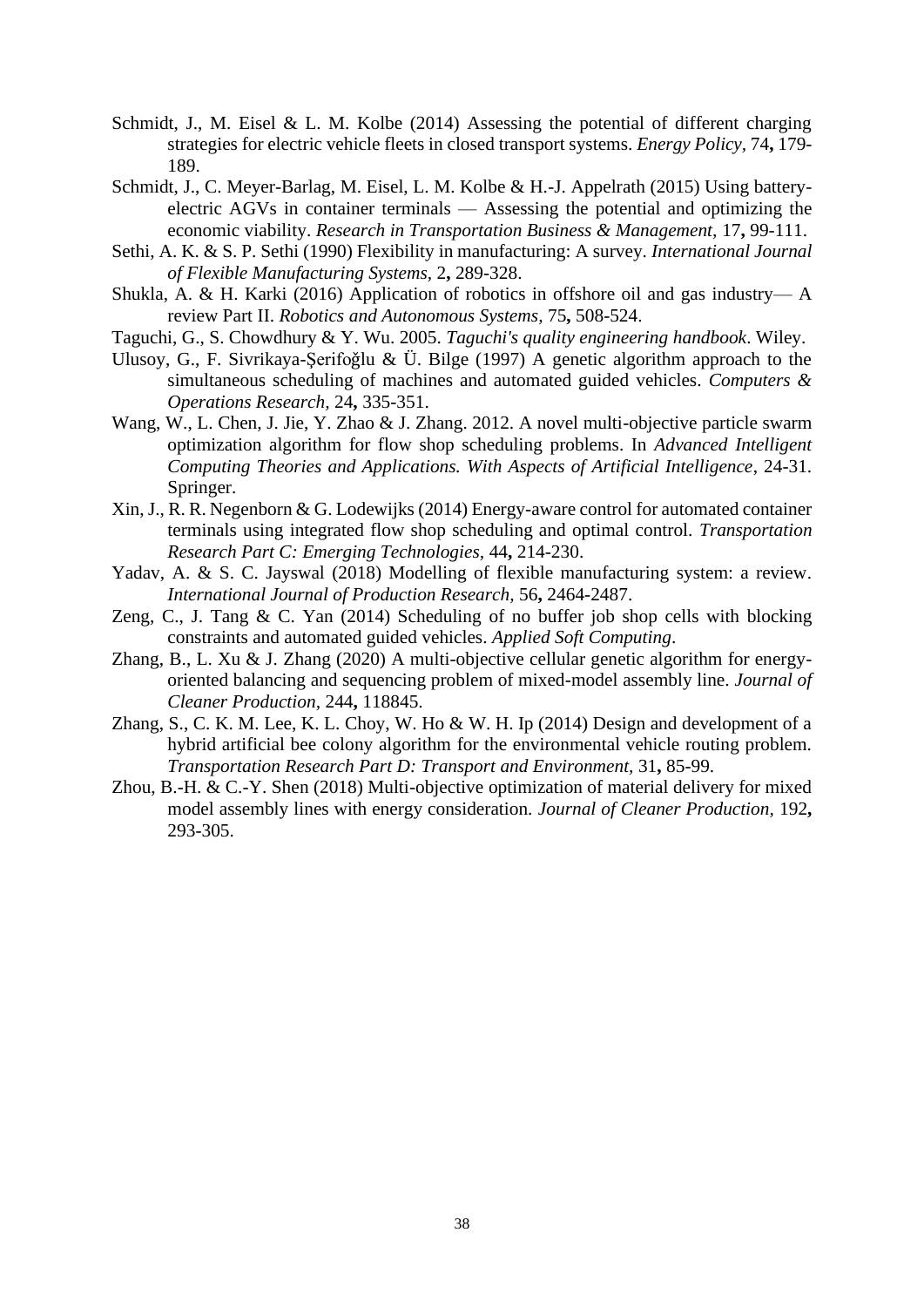Schmidt, J., M. Eisel & L. M. Kolbe (2014) Assessing the potential of different charging strategies for electric vehicle fleets in closed transport systems. *Energy Policy,* 74**,** 179-189.

Schmidt, J., C. Meyer-Barlag, M. Eisel, L. M. Kolbe & H.-J. Appelrath (2015) Using battery-electric AGVs in container terminals — Assessing the potential and optimizing the economic viability. *Research in Transportation Business & Management,* 17**,** 99-111.

Sethi, A. K. & S. P. Sethi (1990) Flexibility in manufacturing: A survey. *International Journal of Flexible Manufacturing Systems,* 2**,** 289-328.

Shukla, A. & H. Karki (2016) Application of robotics in offshore oil and gas industry— A review Part II. *Robotics and Autonomous Systems,* 75**,** 508-524.

Taguchi, G., S. Chowdhury & Y. Wu. 2005. *Taguchi's quality engineering handbook*. Wiley.

Ulusoy, G., F. Sivrikaya-Şerifoğlu & Ü. Bilge (1997) A genetic algorithm approach to the simultaneous scheduling of machines and automated guided vehicles. *Computers & Operations Research,* 24**,** 335-351.

Wang, W., L. Chen, J. Jie, Y. Zhao & J. Zhang. 2012. A novel multi-objective particle swarm optimization algorithm for flow shop scheduling problems. In *Advanced Intelligent Computing Theories and Applications. With Aspects of Artificial Intelligence*, 24-31. Springer.

Xin, J., R. R. Negenborn & G. Lodewijks (2014) Energy-aware control for automated container terminals using integrated flow shop scheduling and optimal control. *Transportation Research Part C: Emerging Technologies,* 44**,** 214-230.

Yadav, A. & S. C. Jayswal (2018) Modelling of flexible manufacturing system: a review. *International Journal of Production Research,* 56**,** 2464-2487.

Zeng, C., J. Tang & C. Yan (2014) Scheduling of no buffer job shop cells with blocking constraints and automated guided vehicles. *Applied Soft Computing*.

Zhang, B., L. Xu & J. Zhang (2020) A multi-objective cellular genetic algorithm for energy-oriented balancing and sequencing problem of mixed-model assembly line. *Journal of Cleaner Production,* 244**,** 118845.

Zhang, S., C. K. M. Lee, K. L. Choy, W. Ho & W. H. Ip (2014) Design and development of a hybrid artificial bee colony algorithm for the environmental vehicle routing problem. *Transportation Research Part D: Transport and Environment,* 31**,** 85-99.

Zhou, B.-H. & C.-Y. Shen (2018) Multi-objective optimization of material delivery for mixed model assembly lines with energy consideration. *Journal of Cleaner Production,* 192**,** 293-305.